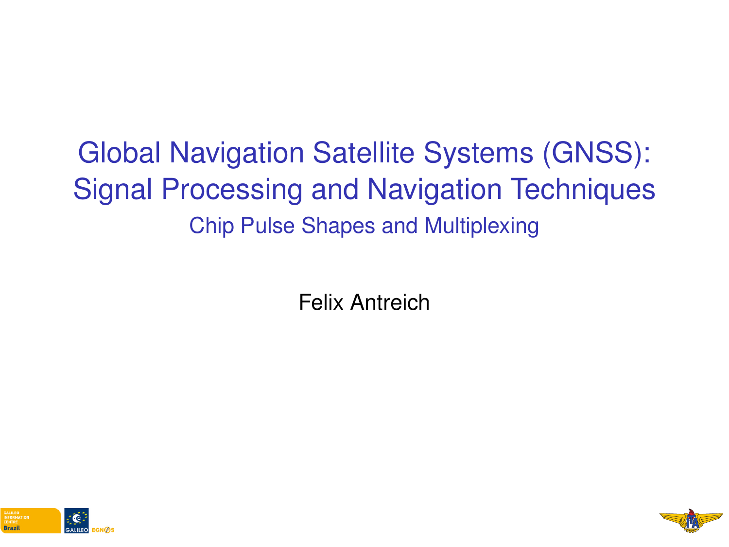# Global Navigation Satellite Systems (GNSS): Signal Processing and Navigation Techniques

## Chip Pulse Shapes and Multiplexing

Felix Antreich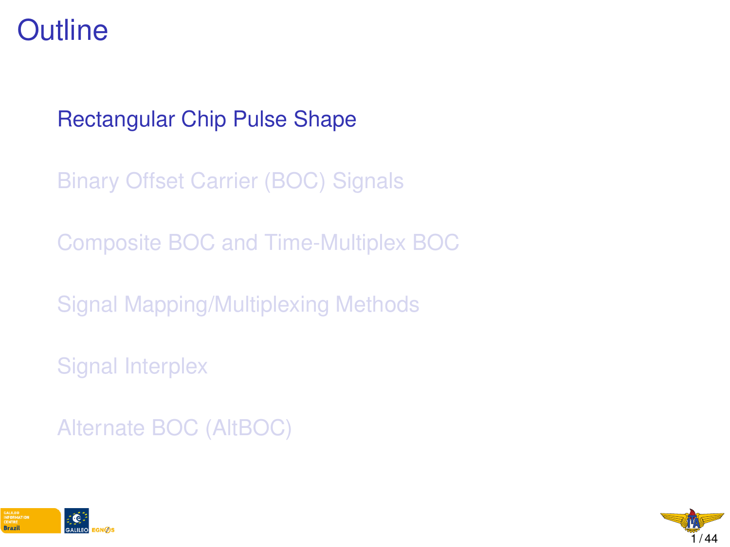# Outline

- Rectangular Chip Pulse Shape
- Binary Offset Carrier (BOC) Signals
- Composite BOC and Time-Multiplex BOC
- Signal Mapping/Multiplexing Methods
- Signal Interplex
- Alternate BOC (AltBOC)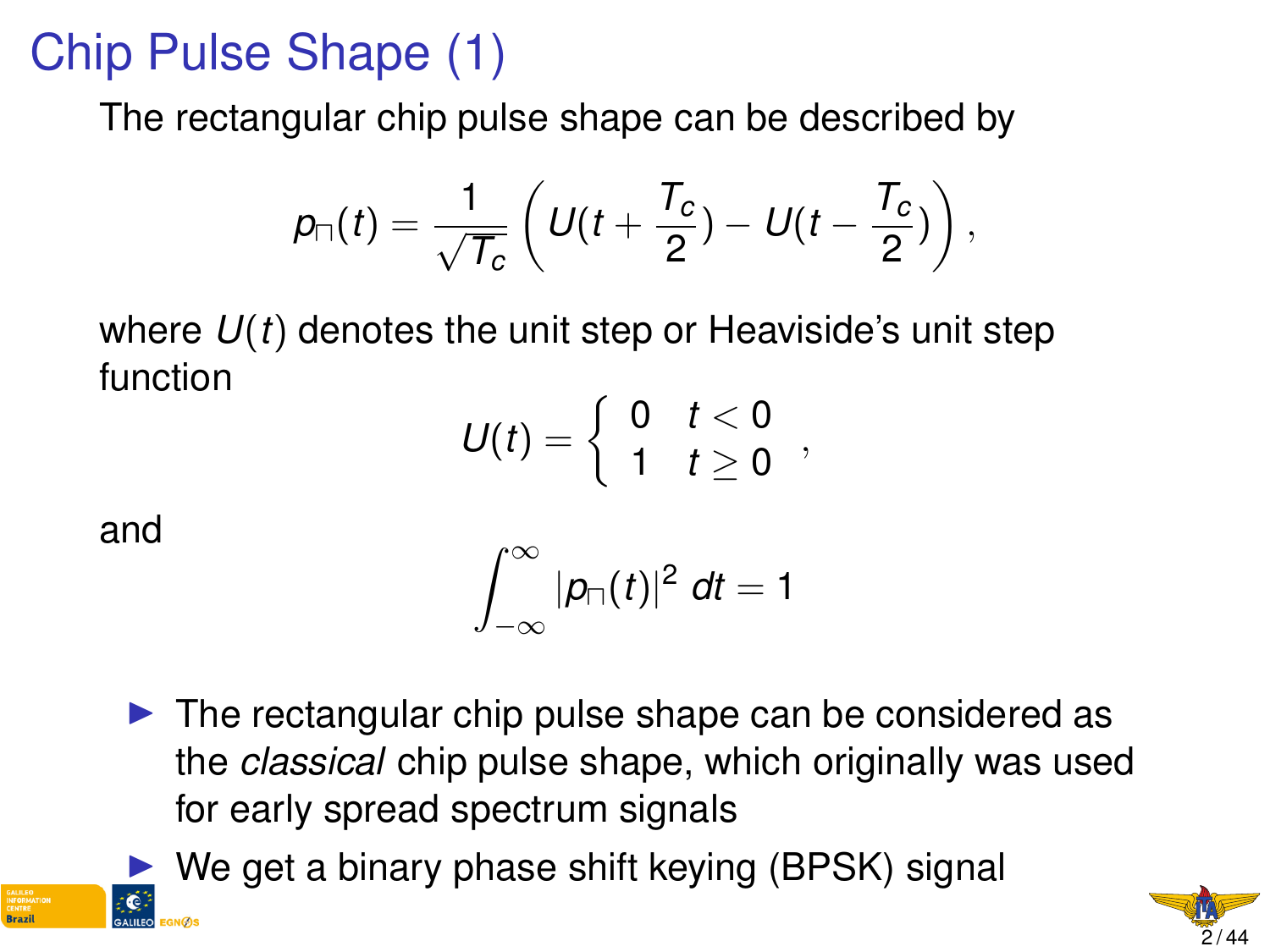# Chip Pulse Shape (1)

The rectangular chip pulse shape can be described by

$$p_{\sqcap}(t) = \frac{1}{\sqrt{T_c}}\left(U(t + \frac{T_c}{2}) - U(t - \frac{T_c}{2})\right),$$

where $U(t)$ denotes the unit step or Heaviside's unit step function

$$U(t) = \begin{cases} 0 & t < 0 \\ 1 & t \geq 0 \end{cases},$$

and

$$\int_{-\infty}^{\infty} |p_{\sqcap}(t)|^2 \, dt = 1$$

- The rectangular chip pulse shape can be considered as the *classical* chip pulse shape, which originally was used for early spread spectrum signals
- We get a binary phase shift keying (BPSK) signal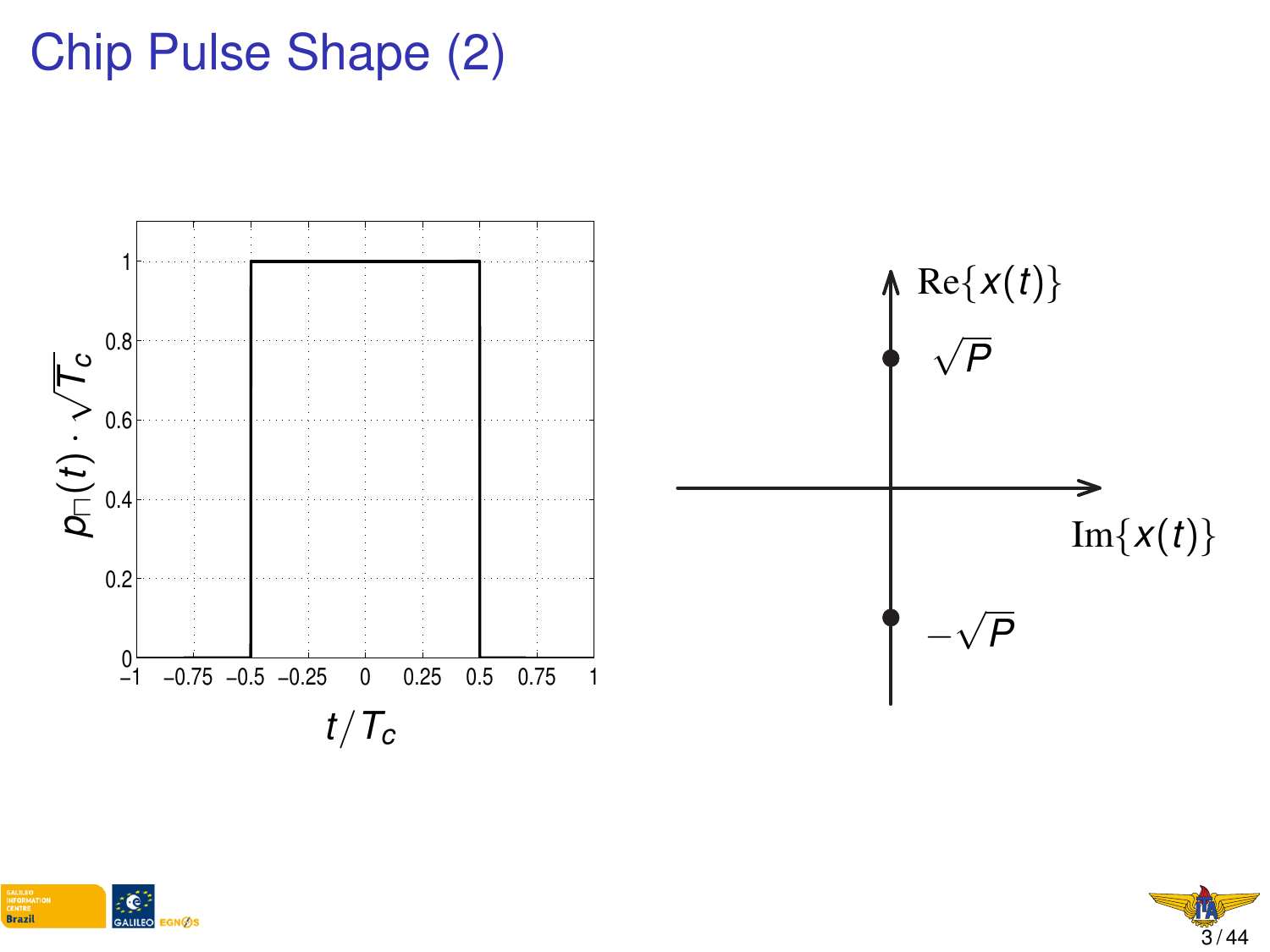# Chip Pulse Shape (2)

$p_{\sqcap}(t) \cdot \sqrt{T_c}$

$t/T_c$

$\mathrm{Re}\{x(t)\}$

$\sqrt{P}$

$\mathrm{Im}\{x(t)\}$

$-\sqrt{P}$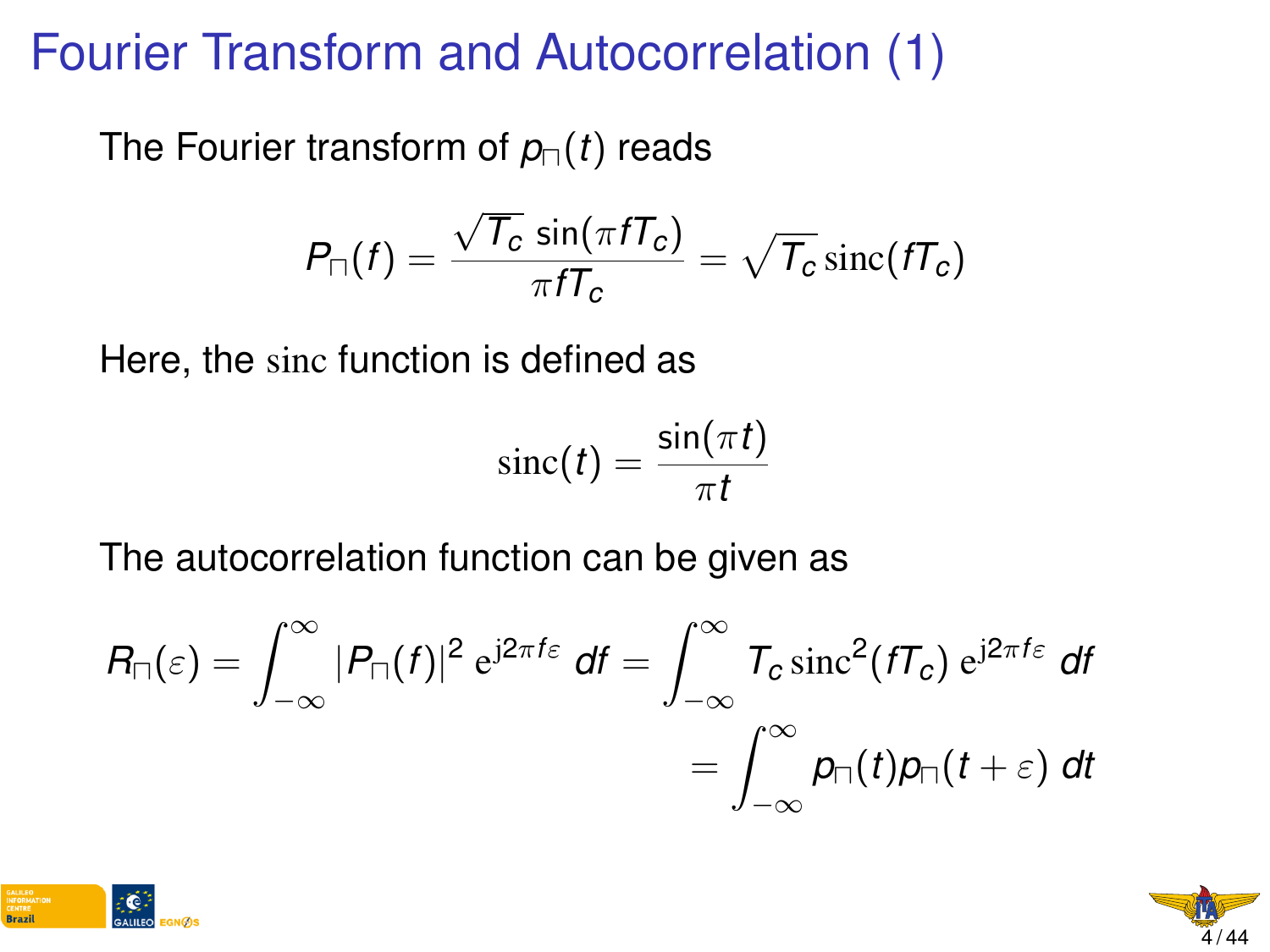# Fourier Transform and Autocorrelation (1)

The Fourier transform of $p_{\sqcap}(t)$ reads

$$P_{\sqcap}(f) = \frac{\sqrt{T_c}\,\sin(\pi f T_c)}{\pi f T_c} = \sqrt{T_c}\,\mathrm{sinc}(f T_c)$$

Here, the sinc function is defined as

$$\mathrm{sinc}(t) = \frac{\sin(\pi t)}{\pi t}$$

The autocorrelation function can be given as

$$R_{\sqcap}(\varepsilon) = \int_{-\infty}^{\infty} |P_{\sqcap}(f)|^2 \, \mathrm{e}^{\mathrm{j}2\pi f \varepsilon} \, df = \int_{-\infty}^{\infty} T_c \, \mathrm{sinc}^2(f T_c) \, \mathrm{e}^{\mathrm{j}2\pi f \varepsilon} \, df$$

$$= \int_{-\infty}^{\infty} p_{\sqcap}(t) p_{\sqcap}(t + \varepsilon) \, dt$$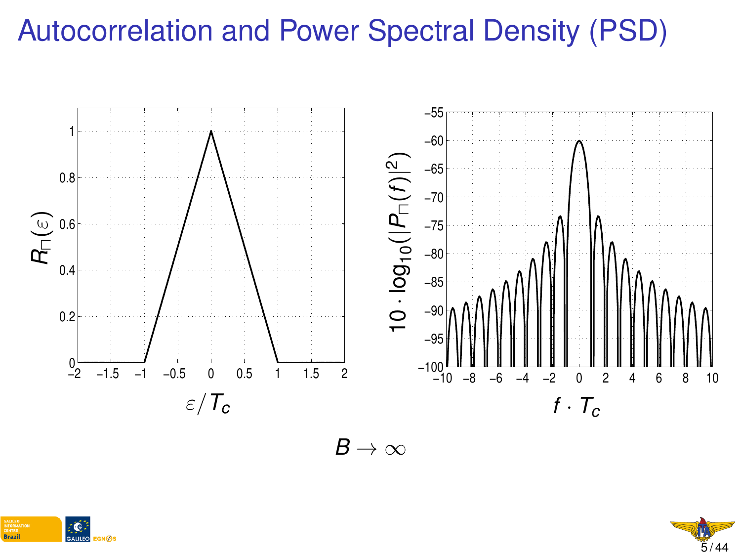# Autocorrelation and Power Spectral Density (PSD)

$$B \to \infty$$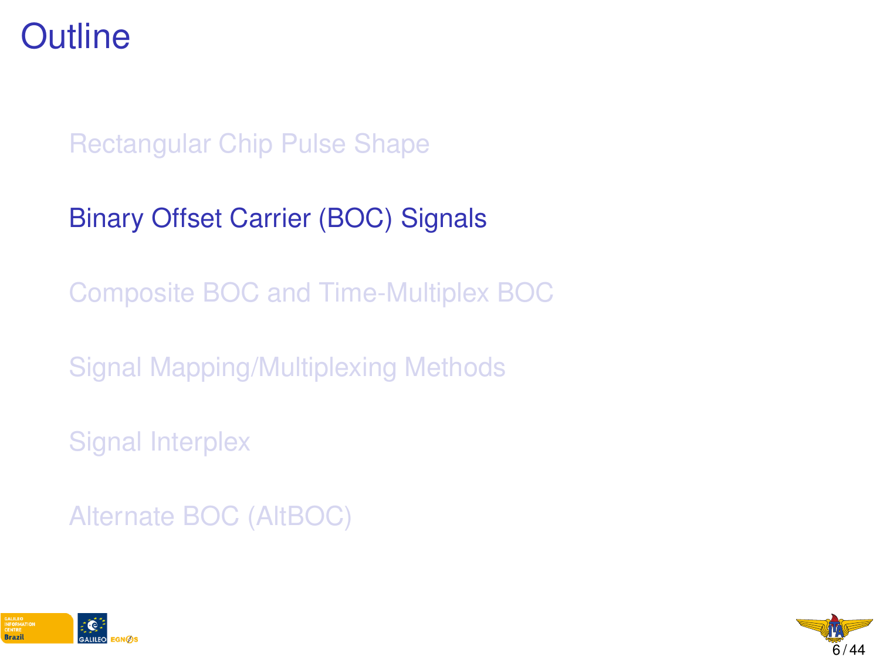# Outline

- Rectangular Chip Pulse Shape
- Binary Offset Carrier (BOC) Signals
- Composite BOC and Time-Multiplex BOC
- Signal Mapping/Multiplexing Methods
- Signal Interplex
- Alternate BOC (AltBOC)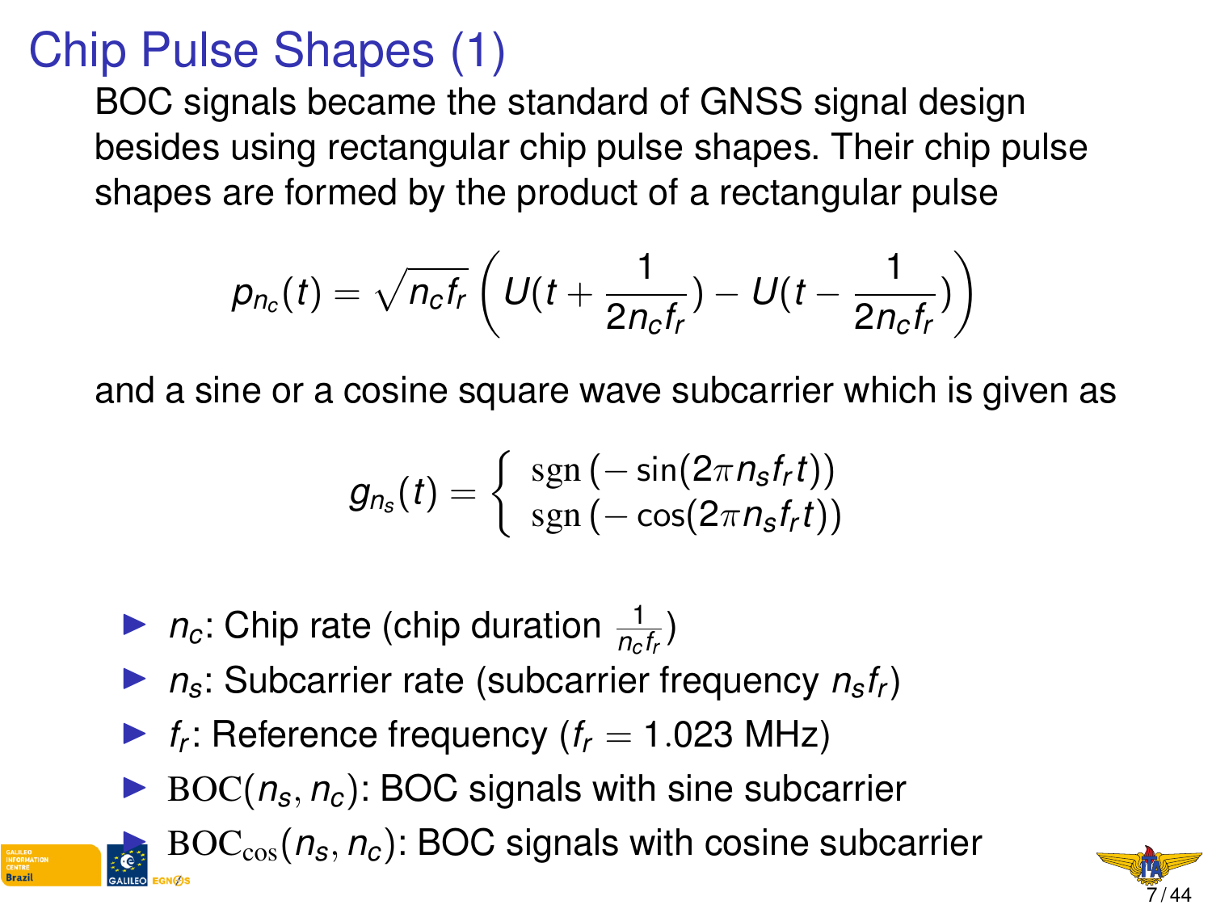# Chip Pulse Shapes (1)

BOC signals became the standard of GNSS signal design besides using rectangular chip pulse shapes. Their chip pulse shapes are formed by the product of a rectangular pulse

$$p_{n_c}(t) = \sqrt{n_c f_r}\left(U(t + \frac{1}{2n_c f_r}) - U(t - \frac{1}{2n_c f_r})\right)$$

and a sine or a cosine square wave subcarrier which is given as

$$g_{n_s}(t) = \begin{cases} \operatorname{sgn}\left(-\sin(2\pi n_s f_r t)\right) \\ \operatorname{sgn}\left(-\cos(2\pi n_s f_r t)\right) \end{cases}$$

- $n_c$: Chip rate (chip duration $\frac{1}{n_c f_r}$)
- $n_s$: Subcarrier rate (subcarrier frequency $n_s f_r$)
- $f_r$: Reference frequency ($f_r = 1.023$ MHz)
- $\mathrm{BOC}(n_s, n_c)$: BOC signals with sine subcarrier
- $\mathrm{BOC}_{\cos}(n_s, n_c)$: BOC signals with cosine subcarrier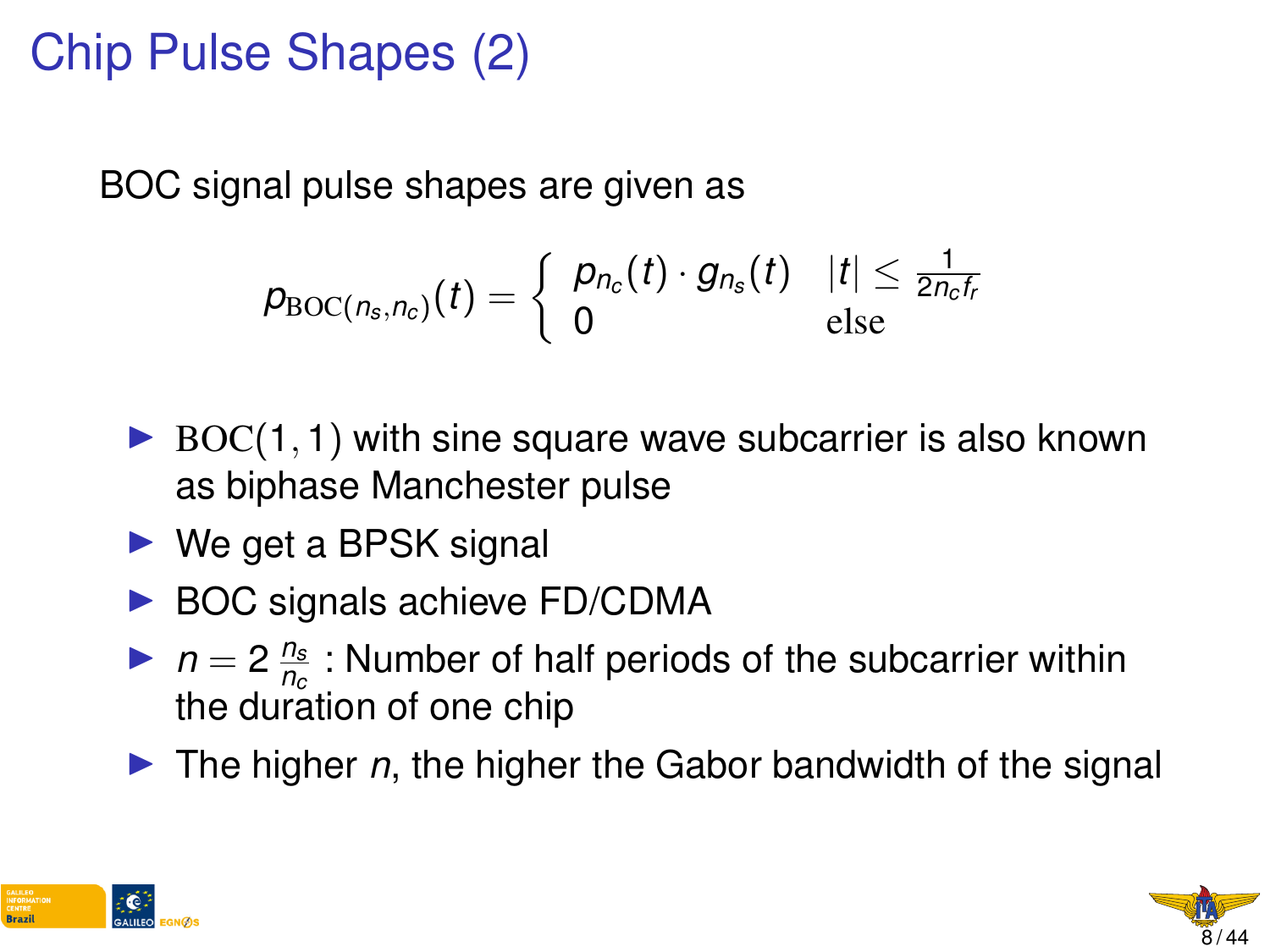# Chip Pulse Shapes (2)

BOC signal pulse shapes are given as

$$p_{\mathrm{BOC}(n_s,n_c)}(t) = \begin{cases} p_{n_c}(t) \cdot g_{n_s}(t) & |t| \leq \frac{1}{2n_c f_r} \\ 0 & \text{else} \end{cases}$$

- $\mathrm{BOC}(1,1)$ with sine square wave subcarrier is also known as biphase Manchester pulse
- We get a BPSK signal
- BOC signals achieve FD/CDMA
- $n = 2\,\frac{n_s}{n_c}$ : Number of half periods of the subcarrier within the duration of one chip
- The higher $n$, the higher the Gabor bandwidth of the signal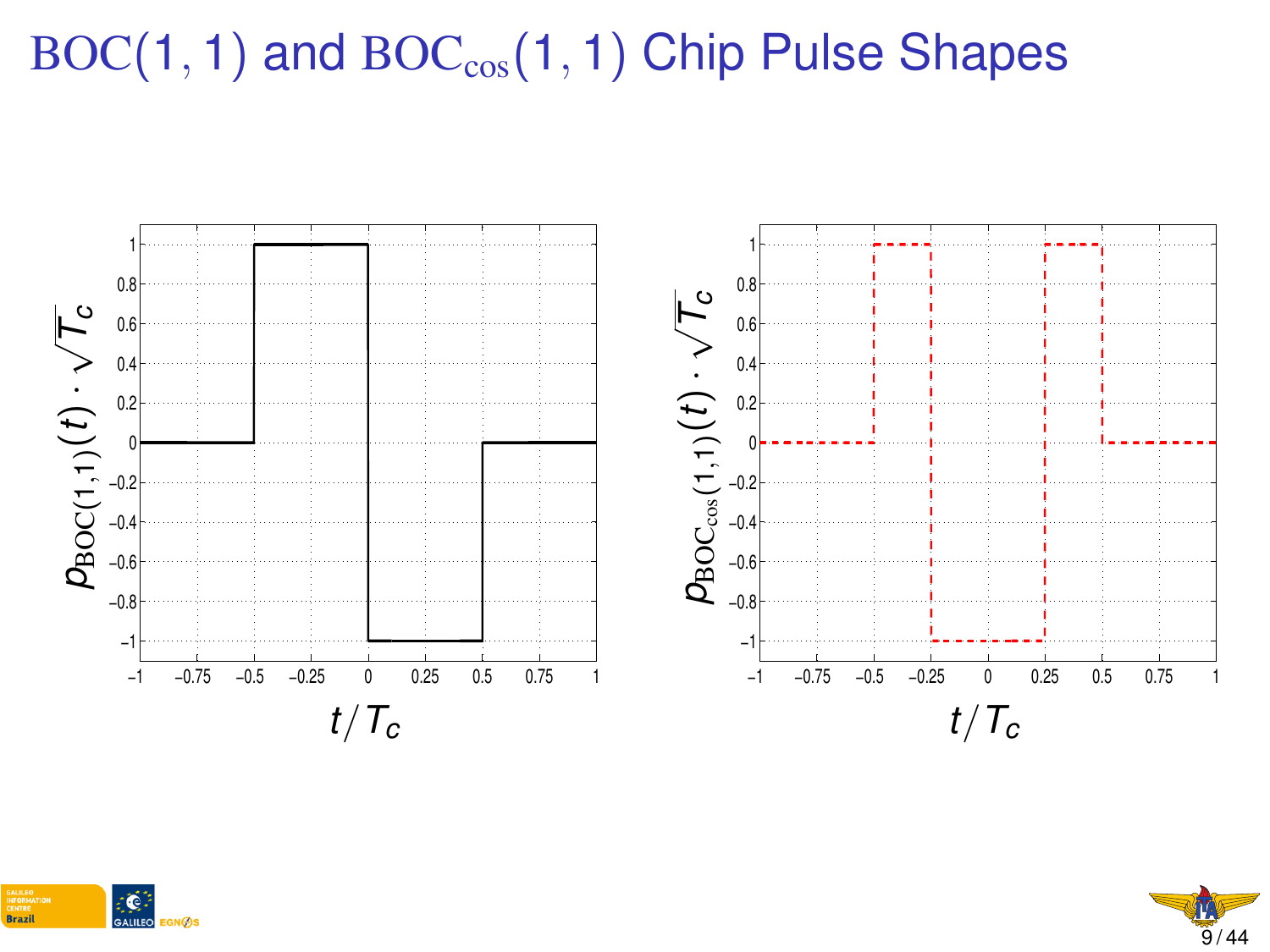# BOC(1, 1) and $\text{BOC}_{\cos}(1,1)$ Chip Pulse Shapes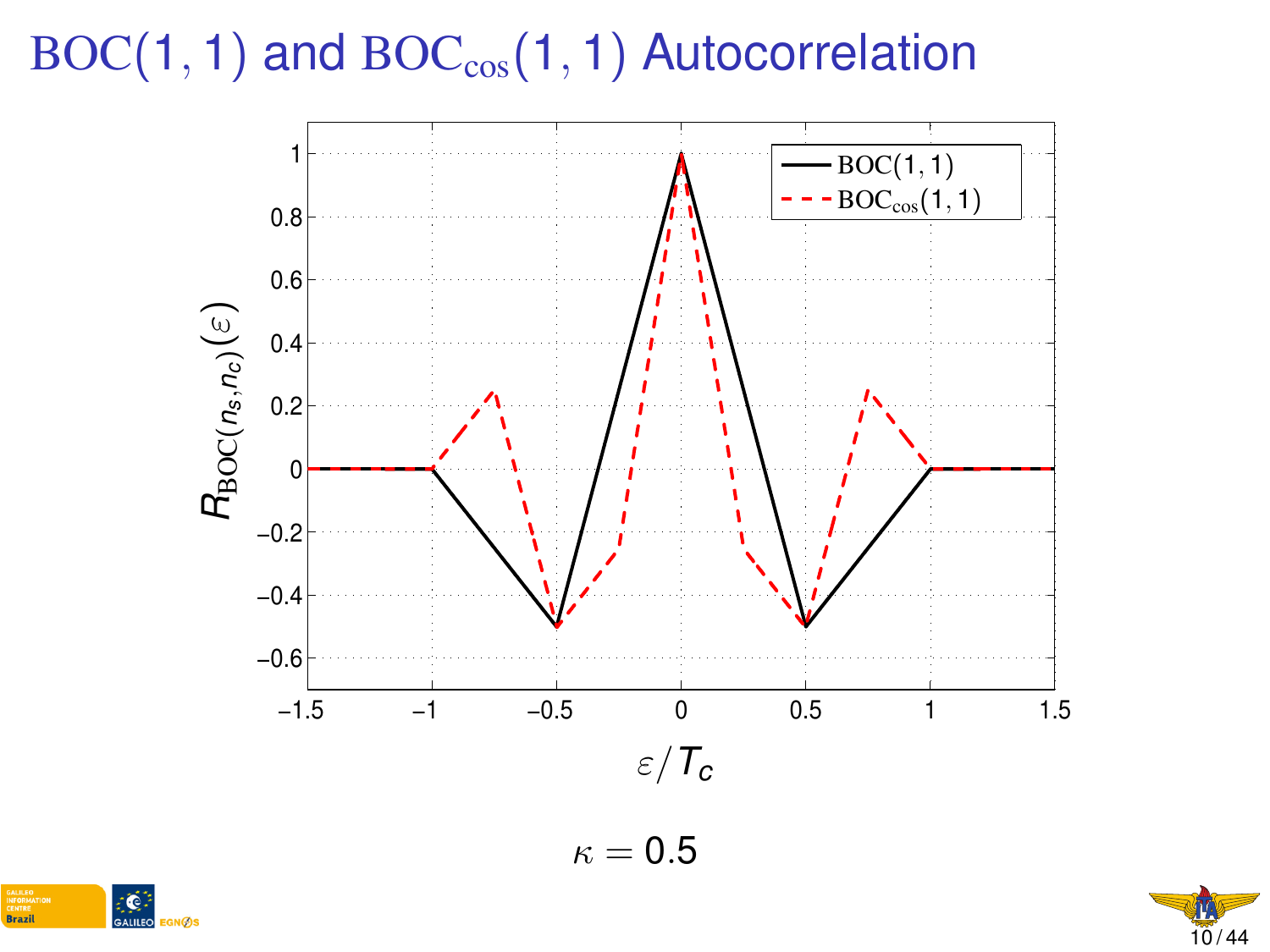# $\mathrm{BOC}(1,1)$ and $\mathrm{BOC}_{\cos}(1,1)$ Autocorrelation

$\kappa = 0.5$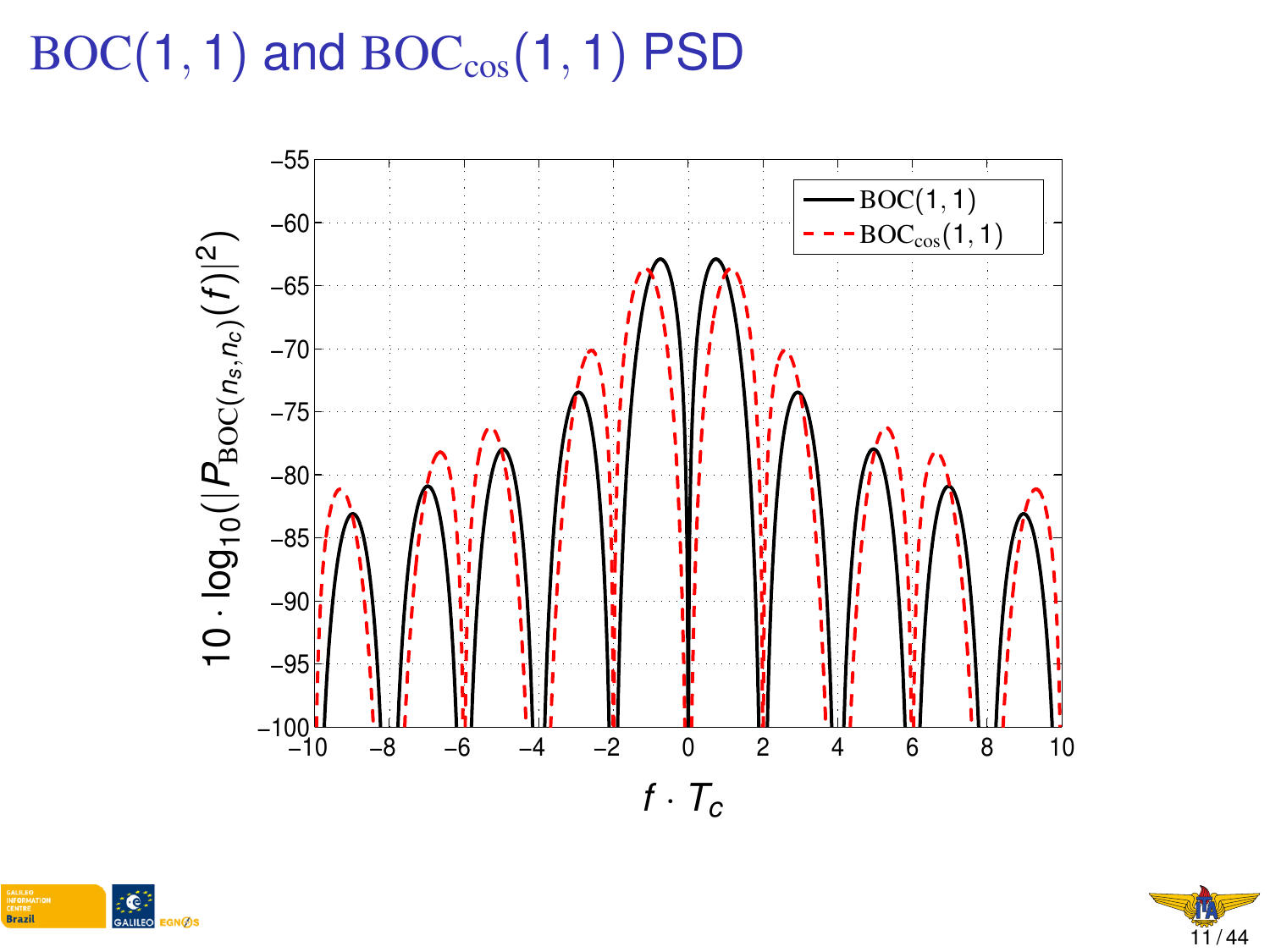# BOC(1, 1) and $\text{BOC}_{\cos}(1, 1)$ PSD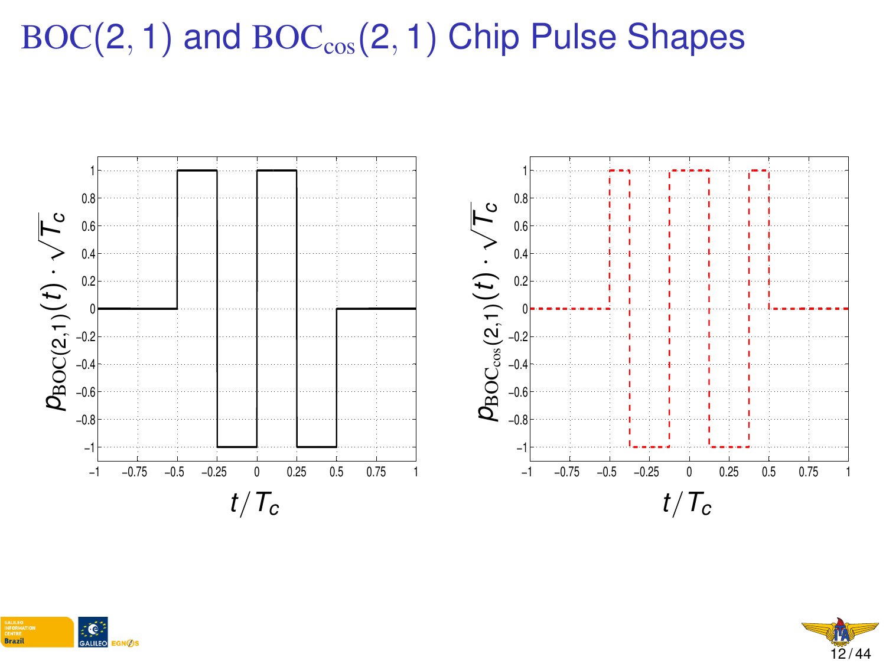# $\mathrm{BOC}(2,1)$ and $\mathrm{BOC}_{\cos}(2,1)$ Chip Pulse Shapes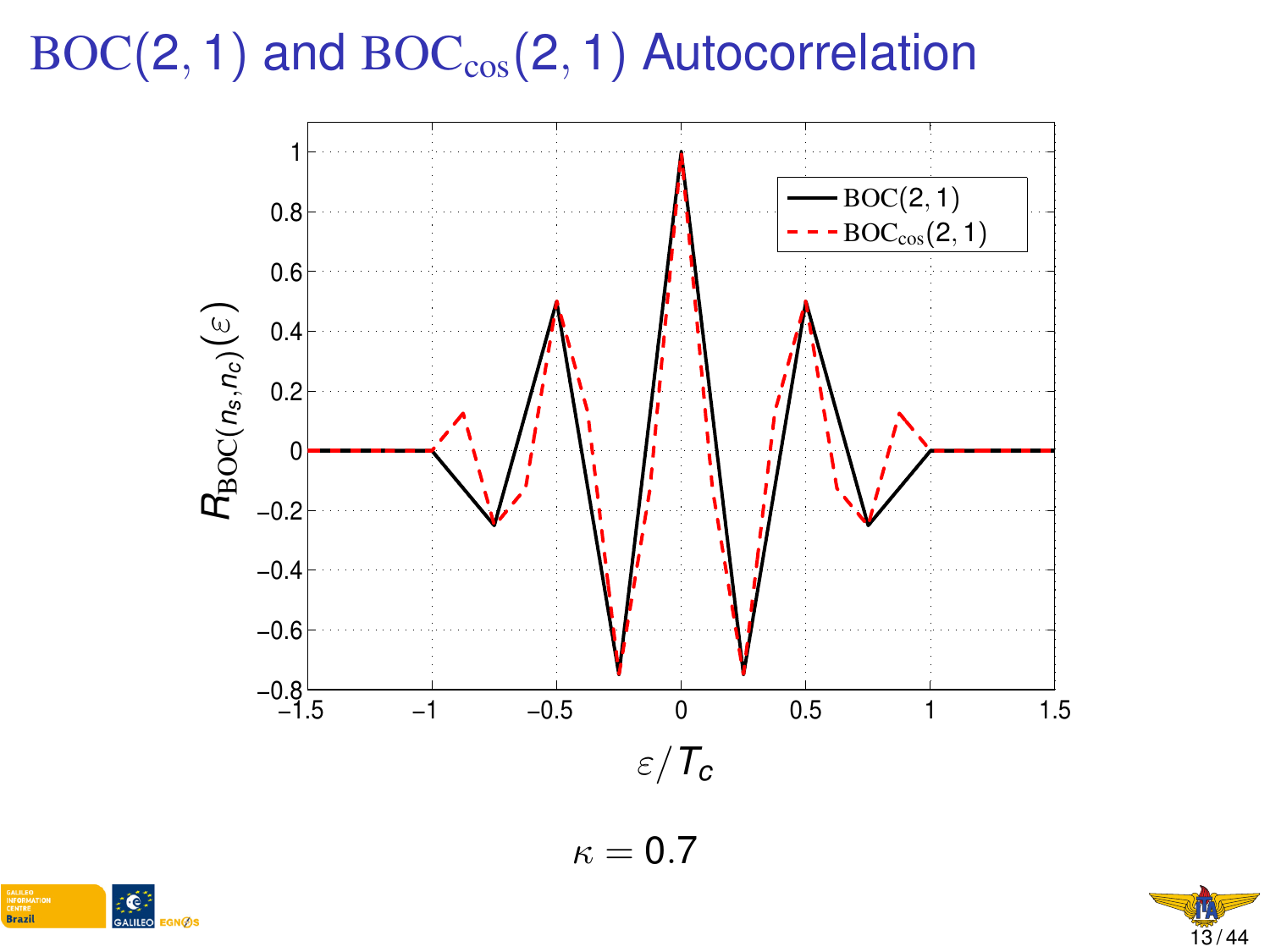# BOC(2, 1) and $\mathrm{BOC}_{\cos}(2, 1)$ Autocorrelation

$\kappa = 0.7$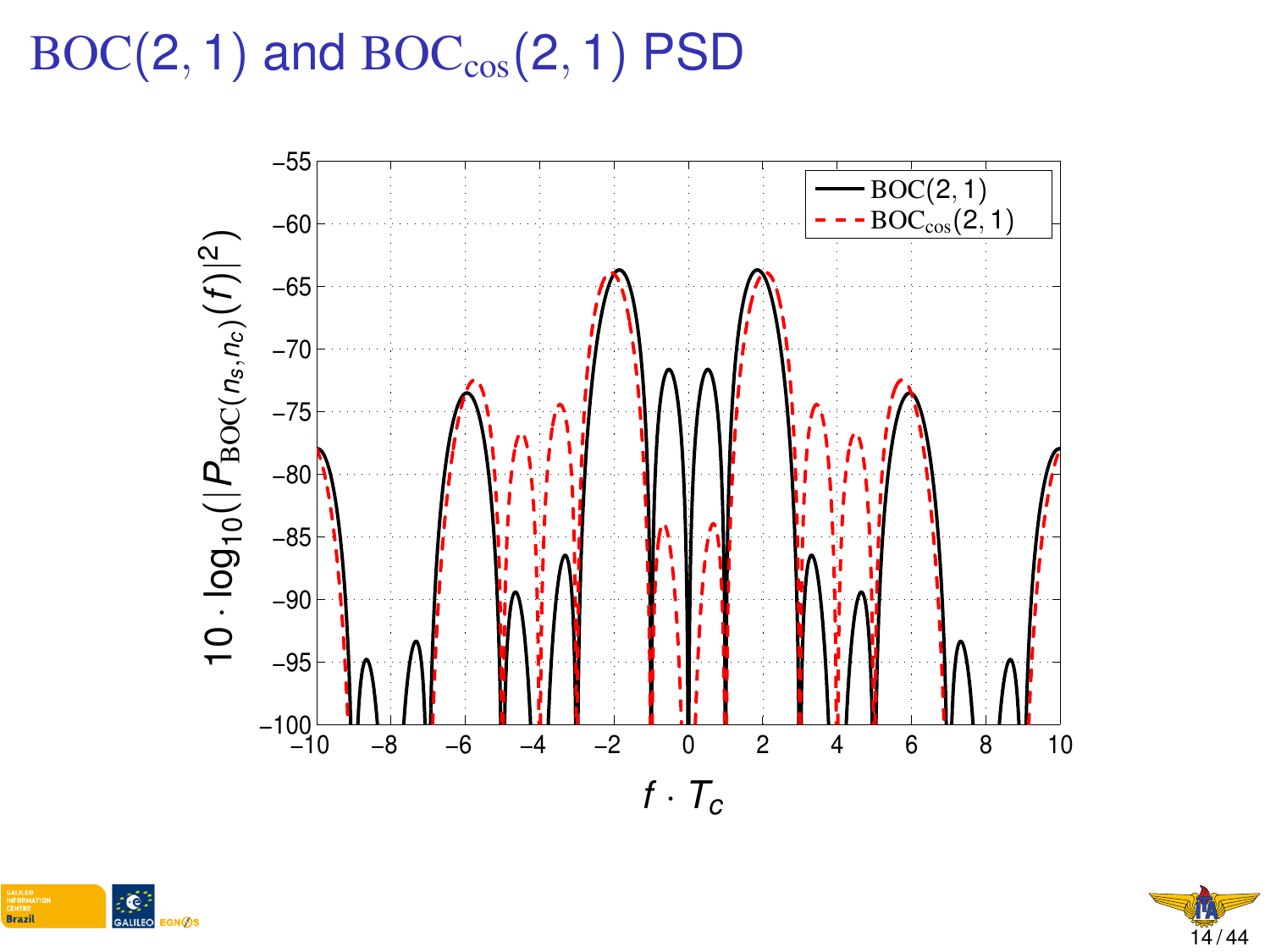# BOC(2, 1) and $\mathrm{BOC_{cos}}(2, 1)$ PSD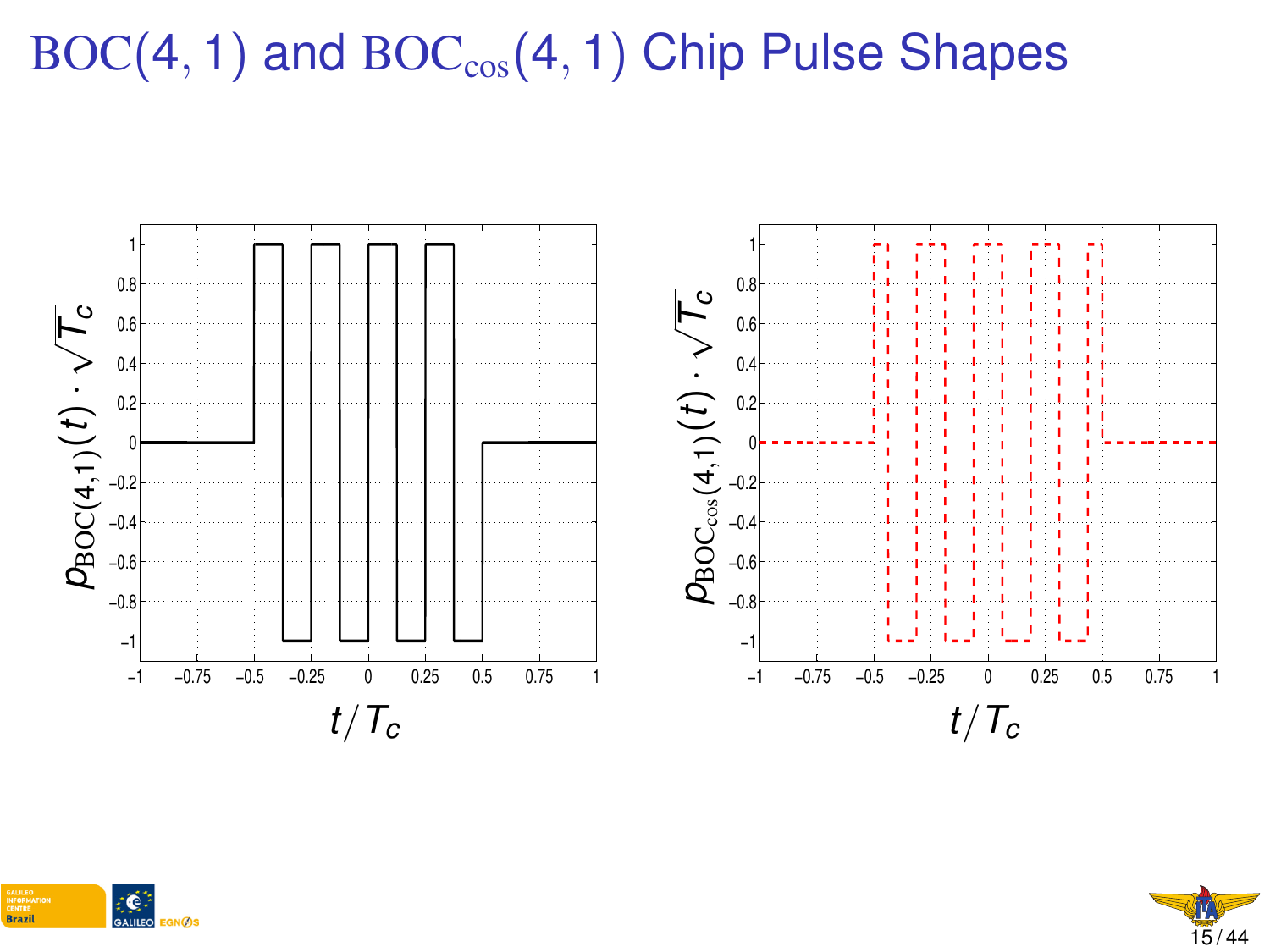# BOC(4, 1) and $\text{BOC}_{\cos}(4, 1)$ Chip Pulse Shapes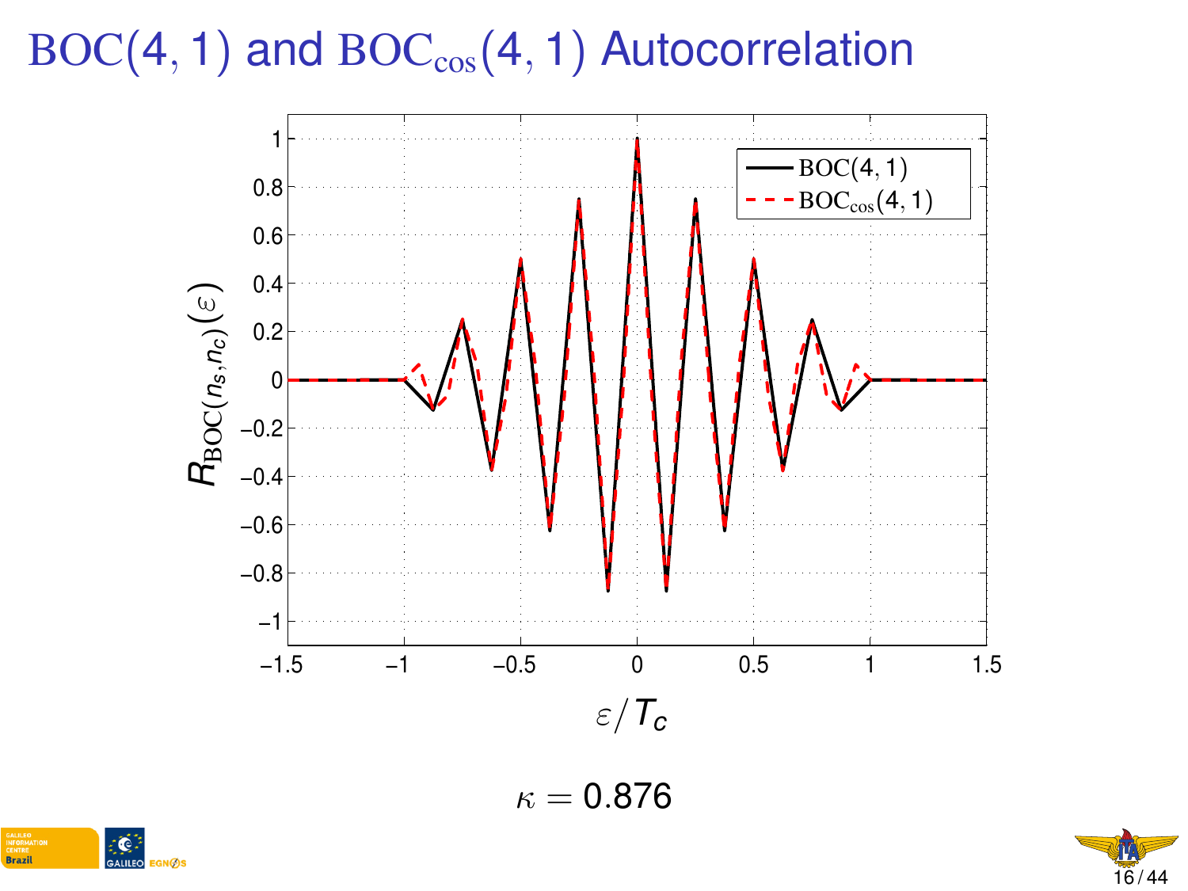# $\mathrm{BOC}(4,1)$ and $\mathrm{BOC}_{\cos}(4,1)$ Autocorrelation

$\kappa = 0.876$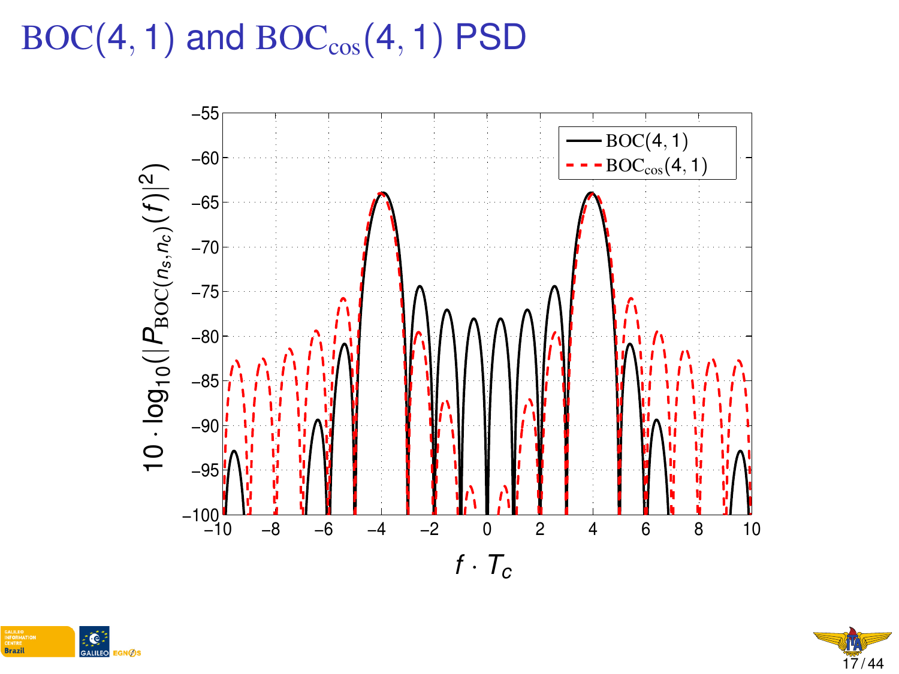# BOC(4, 1) and $\mathrm{BOC}_{\cos}(4,1)$ PSD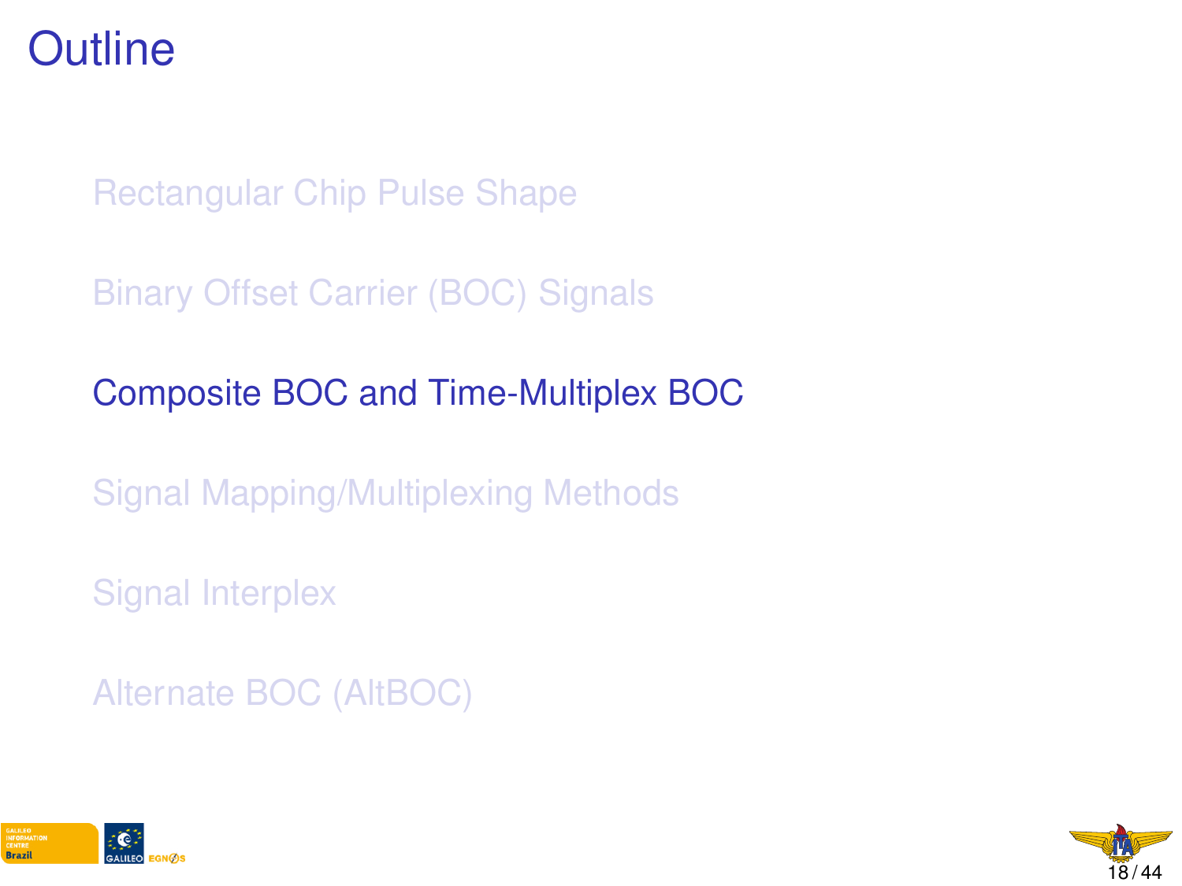# Outline

- Rectangular Chip Pulse Shape
- Binary Offset Carrier (BOC) Signals
- **Composite BOC and Time-Multiplex BOC**
- Signal Mapping/Multiplexing Methods
- Signal Interplex
- Alternate BOC (AltBOC)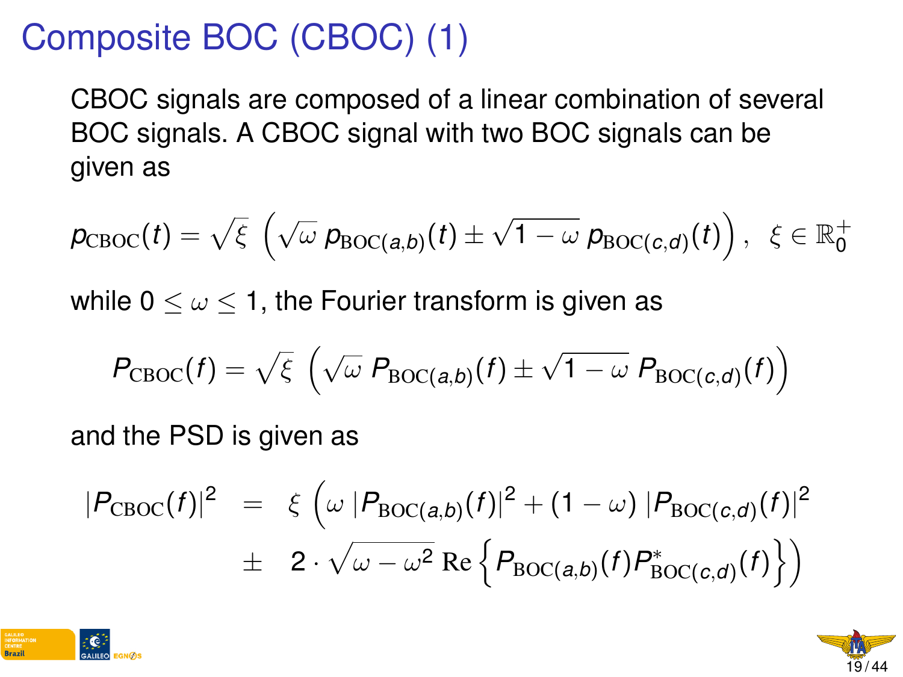# Composite BOC (CBOC) (1)

CBOC signals are composed of a linear combination of several BOC signals. A CBOC signal with two BOC signals can be given as

$$p_{\mathrm{CBOC}}(t) = \sqrt{\xi}\,\left(\sqrt{\omega}\,p_{\mathrm{BOC}(a,b)}(t) \pm \sqrt{1-\omega}\,p_{\mathrm{BOC}(c,d)}(t)\right),\;\; \xi \in \mathbb{R}_0^+$$

while $0 \leq \omega \leq 1$, the Fourier transform is given as

$$P_{\mathrm{CBOC}}(f) = \sqrt{\xi}\,\left(\sqrt{\omega}\,P_{\mathrm{BOC}(a,b)}(f) \pm \sqrt{1-\omega}\,P_{\mathrm{BOC}(c,d)}(f)\right)$$

and the PSD is given as

$$\begin{aligned} |P_{\mathrm{CBOC}}(f)|^2 \;&=\; \xi\,\Big(\omega\,|P_{\mathrm{BOC}(a,b)}(f)|^2 + (1-\omega)\,|P_{\mathrm{BOC}(c,d)}(f)|^2 \\ &\pm\; 2\cdot\sqrt{\omega-\omega^2}\,\mathrm{Re}\left\{P_{\mathrm{BOC}(a,b)}(f)P^*_{\mathrm{BOC}(c,d)}(f)\right\}\Big) \end{aligned}$$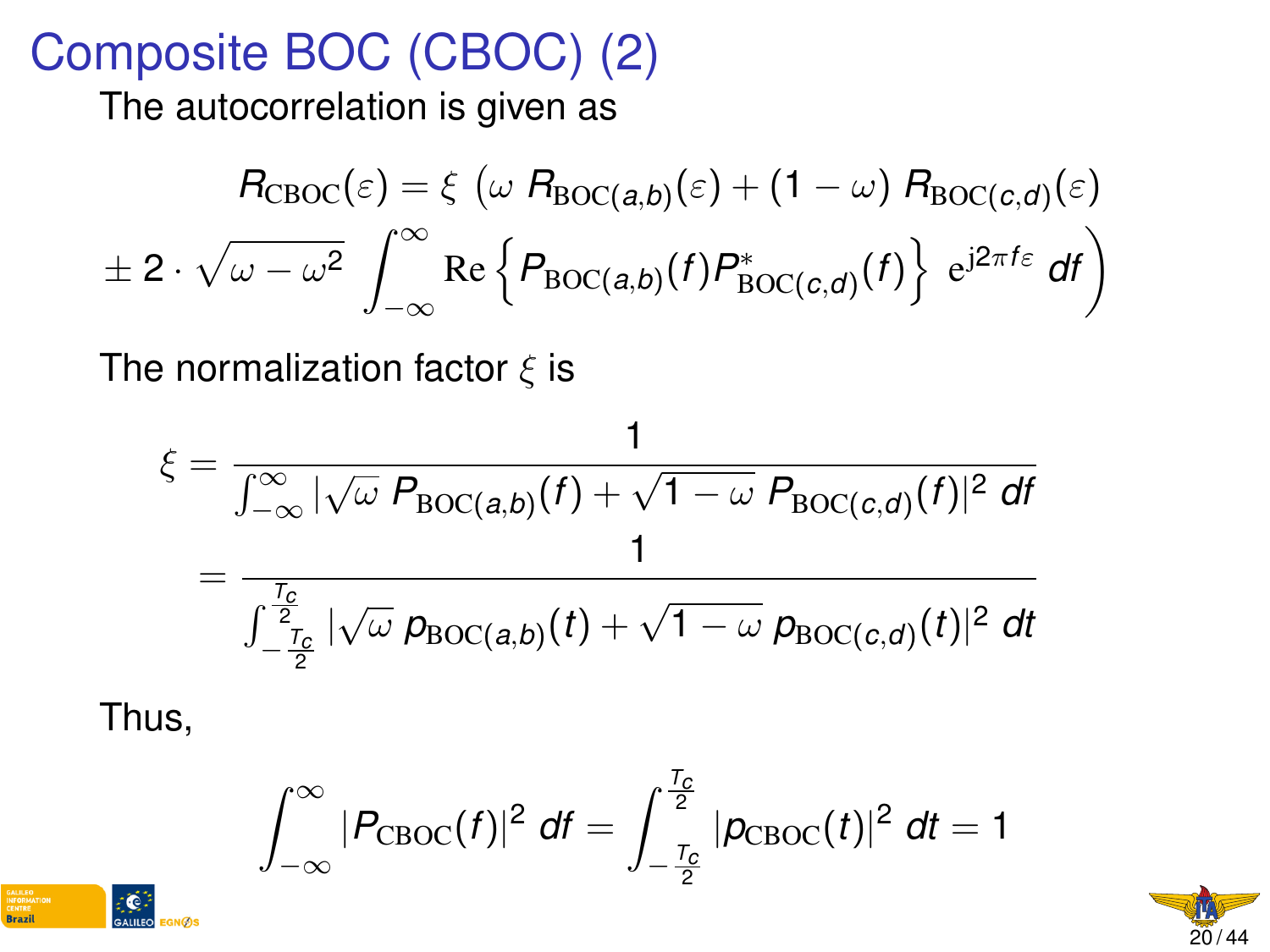# Composite BOC (CBOC) (2)

The autocorrelation is given as

$$
R_{\mathrm{CBOC}}(\varepsilon) = \xi \, \Big( \omega \, R_{\mathrm{BOC}(a,b)}(\varepsilon) + (1-\omega) \, R_{\mathrm{BOC}(c,d)}(\varepsilon)
$$

$$
\pm \, 2 \cdot \sqrt{\omega - \omega^2} \, \int_{-\infty}^{\infty} \mathrm{Re} \left\{ P_{\mathrm{BOC}(a,b)}(f) P^{*}_{\mathrm{BOC}(c,d)}(f) \right\} \, \mathrm{e}^{\mathrm{j}2\pi f \varepsilon} \, df \Big)
$$

The normalization factor $\xi$ is

$$
\xi = \frac{1}{\int_{-\infty}^{\infty} |\sqrt{\omega} \, P_{\mathrm{BOC}(a,b)}(f) + \sqrt{1-\omega} \, P_{\mathrm{BOC}(c,d)}(f)|^2 \, df}
$$

$$
= \frac{1}{\int_{-\frac{T_c}{2}}^{\frac{T_c}{2}} |\sqrt{\omega} \, p_{\mathrm{BOC}(a,b)}(t) + \sqrt{1-\omega} \, p_{\mathrm{BOC}(c,d)}(t)|^2 \, dt}
$$

Thus,

$$
\int_{-\infty}^{\infty} |P_{\mathrm{CBOC}}(f)|^2 \, df = \int_{-\frac{T_c}{2}}^{\frac{T_c}{2}} |p_{\mathrm{CBOC}}(t)|^2 \, dt = 1
$$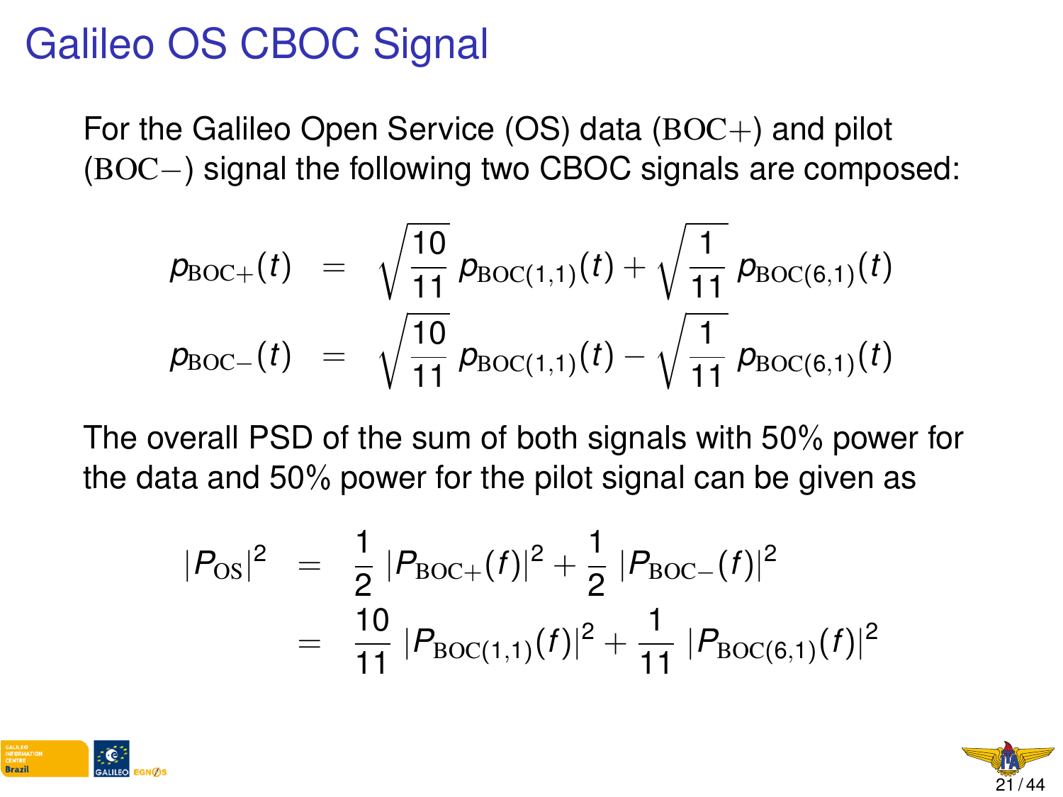# Galileo OS CBOC Signal

For the Galileo Open Service (OS) data ($\mathrm{BOC}+$) and pilot ($\mathrm{BOC}-$) signal the following two CBOC signals are composed:

$$
\begin{aligned}
p_{\mathrm{BOC}+}(t) &= \sqrt{\frac{10}{11}}\, p_{\mathrm{BOC}(1,1)}(t) + \sqrt{\frac{1}{11}}\, p_{\mathrm{BOC}(6,1)}(t) \\
p_{\mathrm{BOC}-}(t) &= \sqrt{\frac{10}{11}}\, p_{\mathrm{BOC}(1,1)}(t) - \sqrt{\frac{1}{11}}\, p_{\mathrm{BOC}(6,1)}(t)
\end{aligned}
$$

The overall PSD of the sum of both signals with 50% power for the data and 50% power for the pilot signal can be given as

$$
\begin{aligned}
|P_{\mathrm{OS}}|^2 &= \frac{1}{2}\, |P_{\mathrm{BOC}+}(f)|^2 + \frac{1}{2}\, |P_{\mathrm{BOC}-}(f)|^2 \\
&= \frac{10}{11}\, |P_{\mathrm{BOC}(1,1)}(f)|^2 + \frac{1}{11}\, |P_{\mathrm{BOC}(6,1)}(f)|^2
\end{aligned}
$$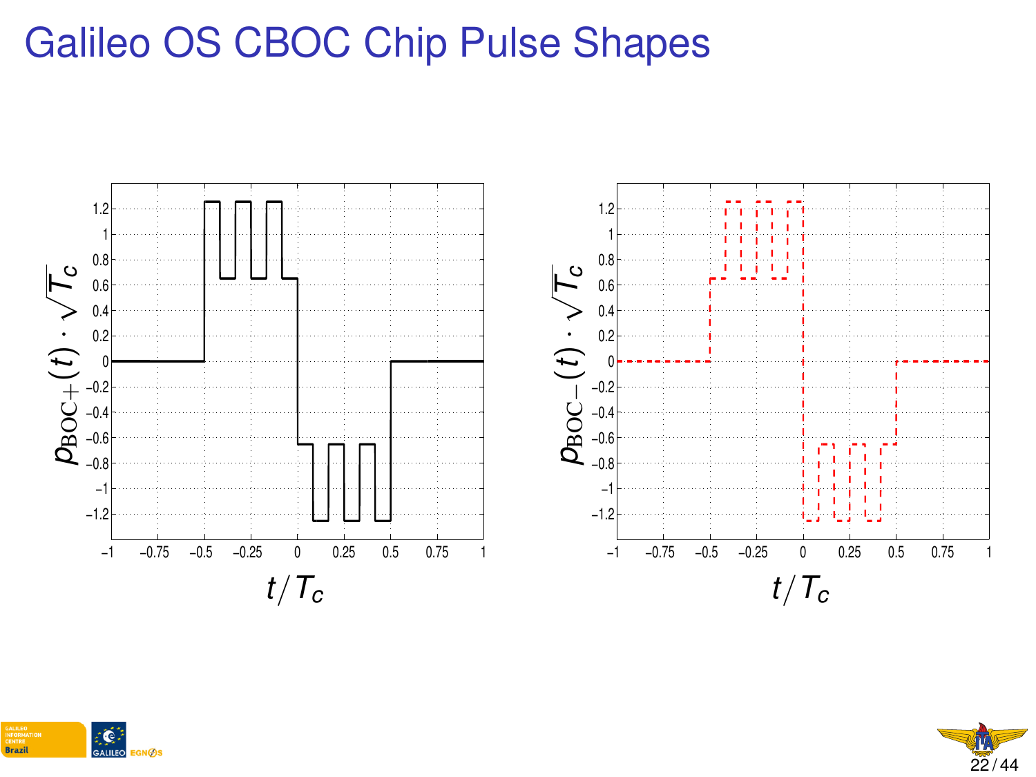# Galileo OS CBOC Chip Pulse Shapes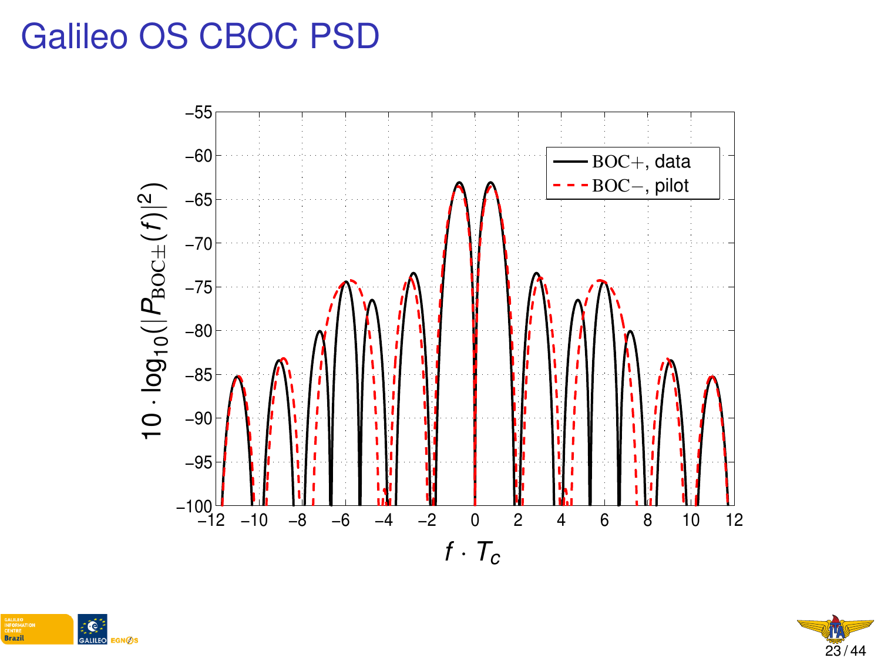# Galileo OS CBOC PSD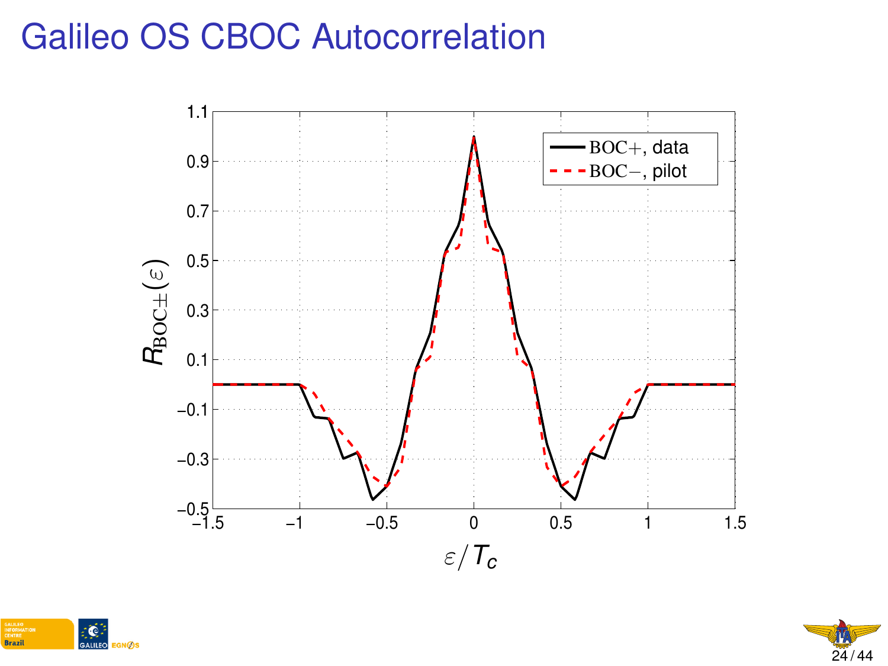# Galileo OS CBOC Autocorrelation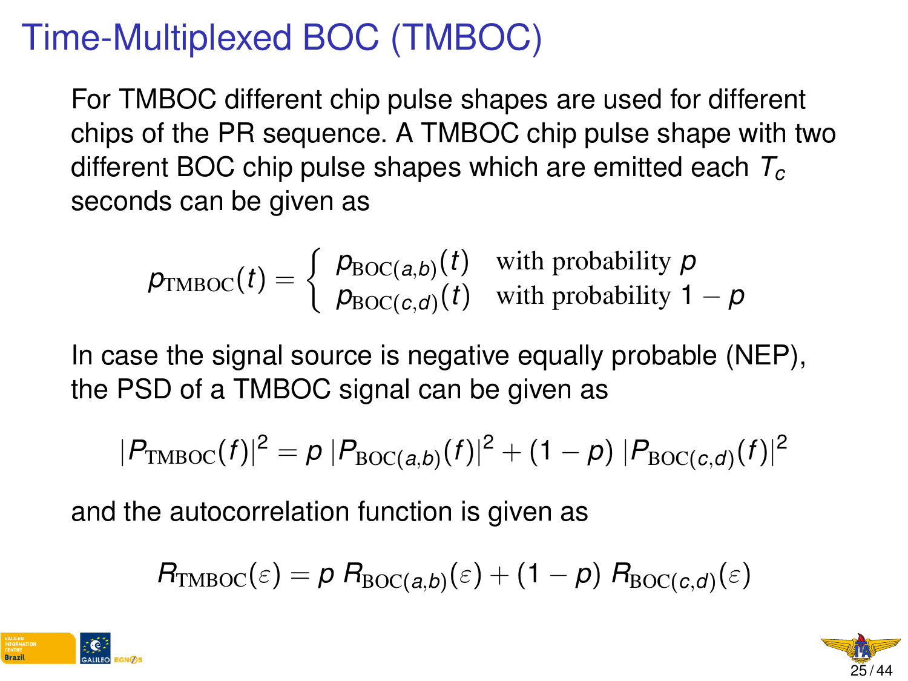# Time-Multiplexed BOC (TMBOC)

For TMBOC different chip pulse shapes are used for different chips of the PR sequence. A TMBOC chip pulse shape with two different BOC chip pulse shapes which are emitted each $T_c$ seconds can be given as

$$p_{\mathrm{TMBOC}}(t) = \begin{cases} p_{\mathrm{BOC}(a,b)}(t) & \text{with probability } p \\ p_{\mathrm{BOC}(c,d)}(t) & \text{with probability } 1-p \end{cases}$$

In case the signal source is negative equally probable (NEP), the PSD of a TMBOC signal can be given as

$$|P_{\mathrm{TMBOC}}(f)|^2 = p\,|P_{\mathrm{BOC}(a,b)}(f)|^2 + (1-p)\,|P_{\mathrm{BOC}(c,d)}(f)|^2$$

and the autocorrelation function is given as

$$R_{\mathrm{TMBOC}}(\varepsilon) = p\,R_{\mathrm{BOC}(a,b)}(\varepsilon) + (1-p)\,R_{\mathrm{BOC}(c,d)}(\varepsilon)$$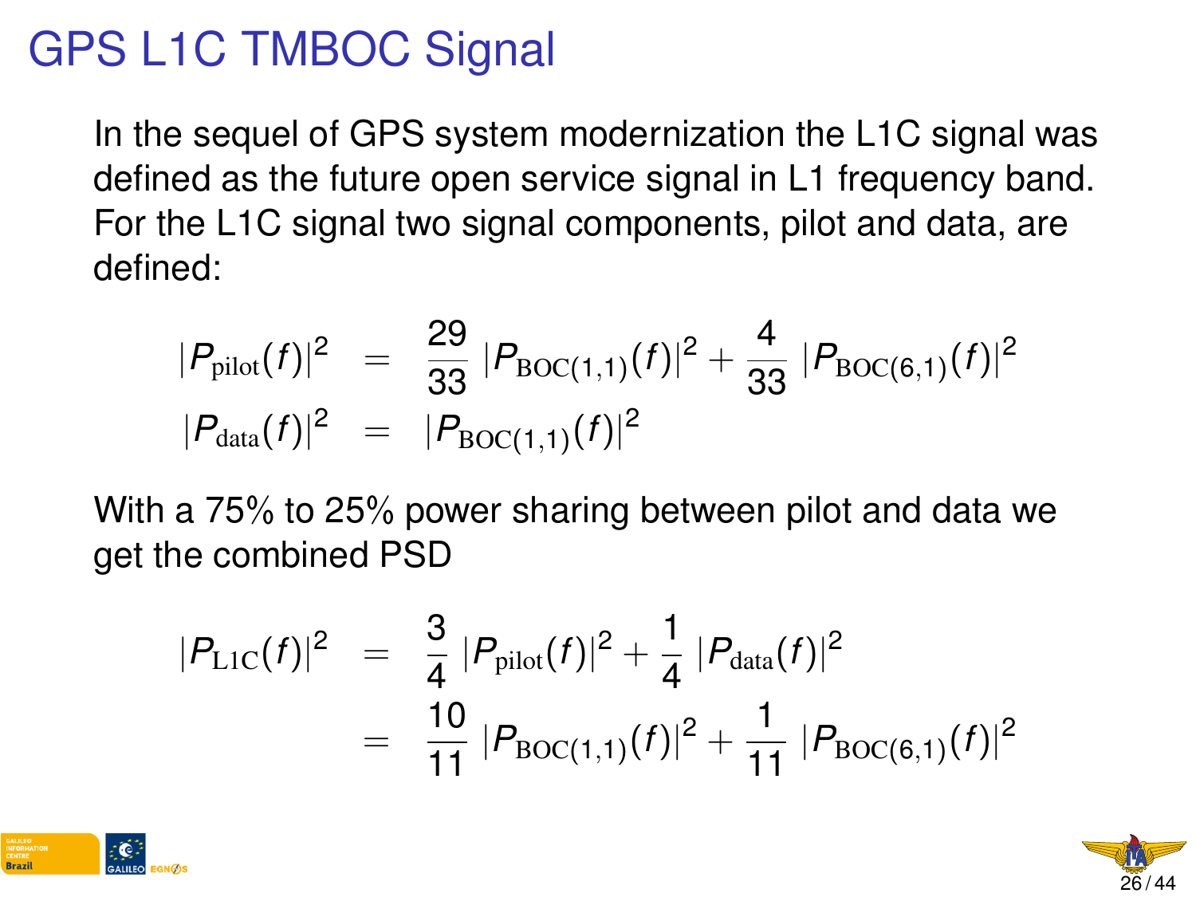# GPS L1C TMBOC Signal

In the sequel of GPS system modernization the L1C signal was defined as the future open service signal in L1 frequency band. For the L1C signal two signal components, pilot and data, are defined:

$$
\begin{aligned}
|P_{\text{pilot}}(f)|^2 &= \frac{29}{33}\,|P_{\text{BOC}(1,1)}(f)|^2 + \frac{4}{33}\,|P_{\text{BOC}(6,1)}(f)|^2 \\
|P_{\text{data}}(f)|^2 &= |P_{\text{BOC}(1,1)}(f)|^2
\end{aligned}
$$

With a 75% to 25% power sharing between pilot and data we get the combined PSD

$$
\begin{aligned}
|P_{\text{L1C}}(f)|^2 &= \frac{3}{4}\,|P_{\text{pilot}}(f)|^2 + \frac{1}{4}\,|P_{\text{data}}(f)|^2 \\
&= \frac{10}{11}\,|P_{\text{BOC}(1,1)}(f)|^2 + \frac{1}{11}\,|P_{\text{BOC}(6,1)}(f)|^2
\end{aligned}
$$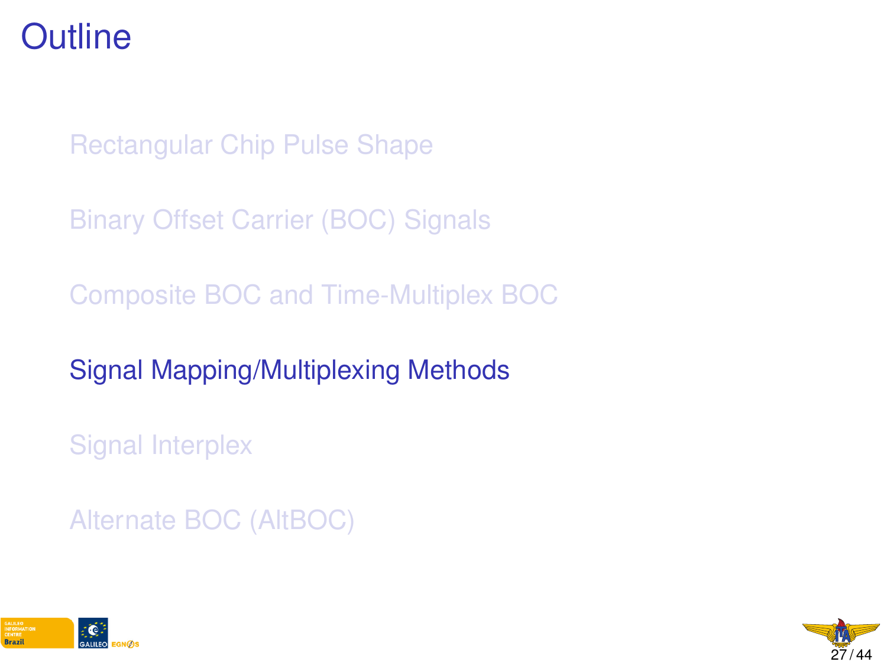# Outline

- Rectangular Chip Pulse Shape
- Binary Offset Carrier (BOC) Signals
- Composite BOC and Time-Multiplex BOC
- **Signal Mapping/Multiplexing Methods**
- Signal Interplex
- Alternate BOC (AltBOC)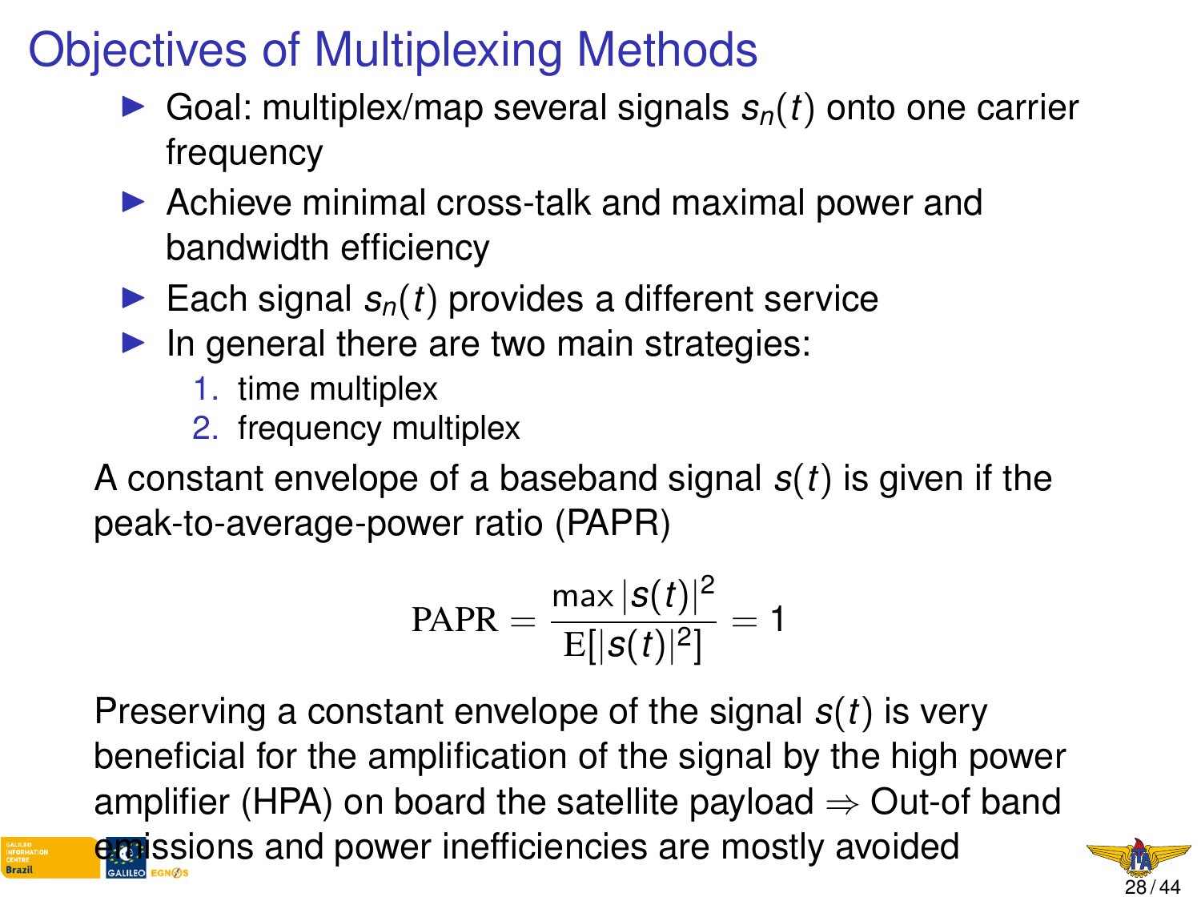# Objectives of Multiplexing Methods

- Goal: multiplex/map several signals $s_n(t)$ onto one carrier frequency
- Achieve minimal cross-talk and maximal power and bandwidth efficiency
- Each signal $s_n(t)$ provides a different service
- In general there are two main strategies:
  1. time multiplex
  2. frequency multiplex

A constant envelope of a baseband signal $s(t)$ is given if the peak-to-average-power ratio (PAPR)

$$\text{PAPR} = \frac{\max |s(t)|^2}{\text{E}[|s(t)|^2]} = 1$$

Preserving a constant envelope of the signal $s(t)$ is very beneficial for the amplification of the signal by the high power amplifier (HPA) on board the satellite payload $\Rightarrow$ Out-of band emissions and power inefficiencies are mostly avoided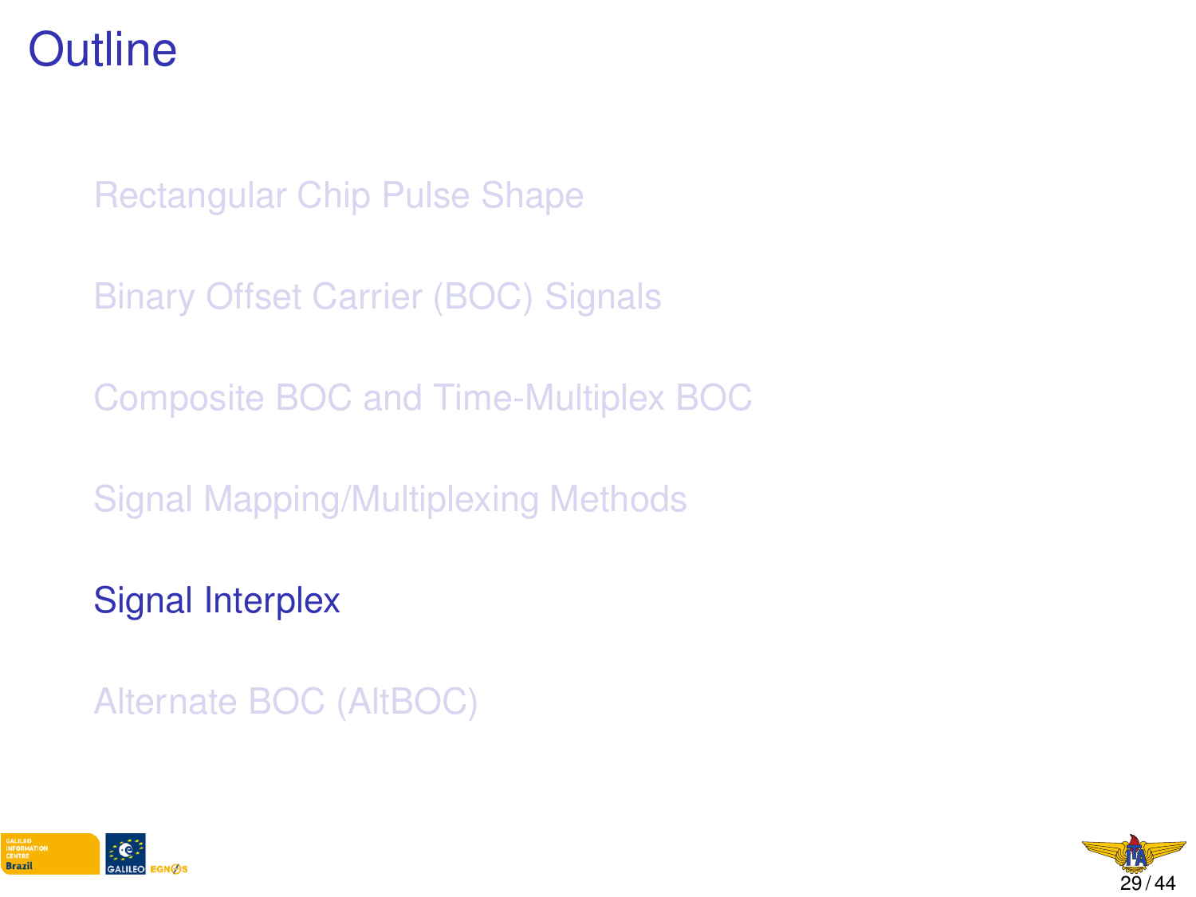# Outline

- Rectangular Chip Pulse Shape
- Binary Offset Carrier (BOC) Signals
- Composite BOC and Time-Multiplex BOC
- Signal Mapping/Multiplexing Methods
- **Signal Interplex**
- Alternate BOC (AltBOC)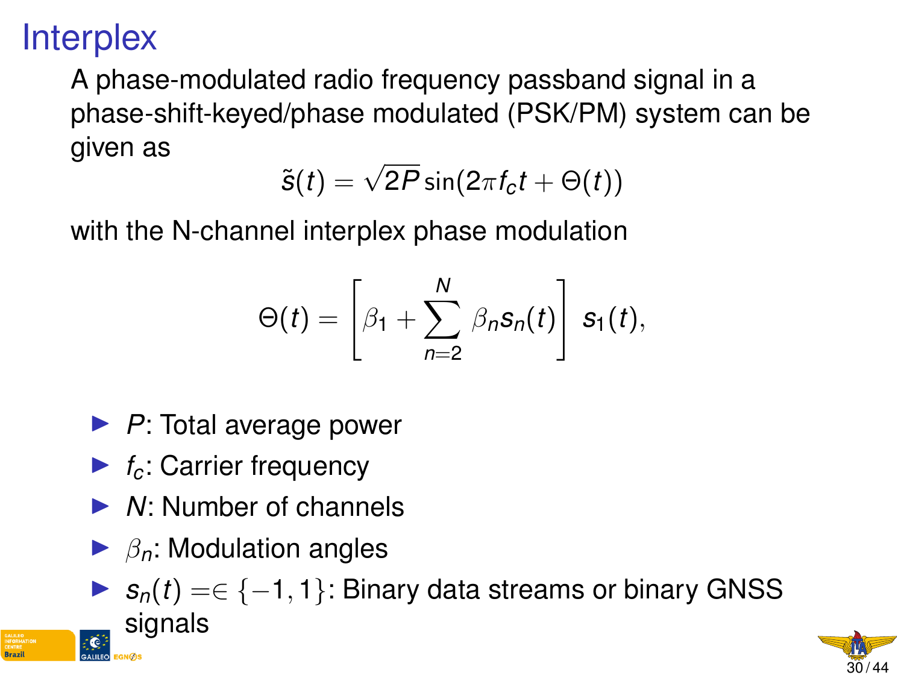# Interplex

A phase-modulated radio frequency passband signal in a phase-shift-keyed/phase modulated (PSK/PM) system can be given as

$$\tilde{s}(t) = \sqrt{2P}\sin(2\pi f_c t + \Theta(t))$$

with the N-channel interplex phase modulation

$$\Theta(t) = \left[\beta_1 + \sum_{n=2}^{N} \beta_n s_n(t)\right] s_1(t),$$

- $P$: Total average power
- $f_c$: Carrier frequency
- $N$: Number of channels
- $\beta_n$: Modulation angles
- $s_n(t) =\in \{-1, 1\}$: Binary data streams or binary GNSS signals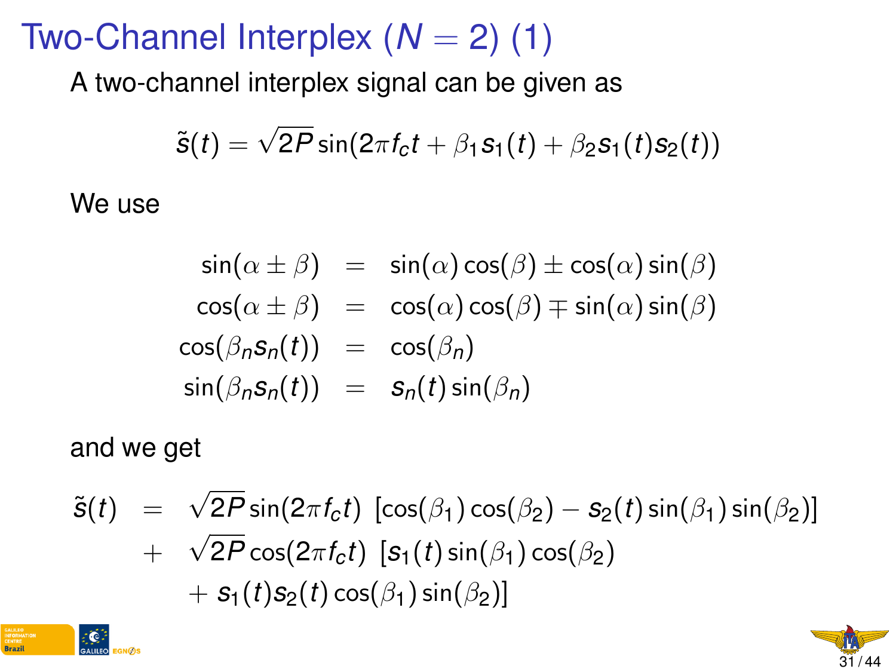# Two-Channel Interplex ($N = 2$) (1)

A two-channel interplex signal can be given as

$$\tilde{s}(t) = \sqrt{2P}\sin(2\pi f_c t + \beta_1 s_1(t) + \beta_2 s_1(t) s_2(t))$$

We use

$$\begin{aligned}
\sin(\alpha \pm \beta) &= \sin(\alpha)\cos(\beta) \pm \cos(\alpha)\sin(\beta) \\
\cos(\alpha \pm \beta) &= \cos(\alpha)\cos(\beta) \mp \sin(\alpha)\sin(\beta) \\
\cos(\beta_n s_n(t)) &= \cos(\beta_n) \\
\sin(\beta_n s_n(t)) &= s_n(t)\sin(\beta_n)
\end{aligned}$$

and we get

$$\begin{aligned}
\tilde{s}(t) &= \sqrt{2P}\sin(2\pi f_c t)\ \left[\cos(\beta_1)\cos(\beta_2) - s_2(t)\sin(\beta_1)\sin(\beta_2)\right] \\
&+ \sqrt{2P}\cos(2\pi f_c t)\ \left[s_1(t)\sin(\beta_1)\cos(\beta_2)\right. \\
&\quad \left. + s_1(t)s_2(t)\cos(\beta_1)\sin(\beta_2)\right]
\end{aligned}$$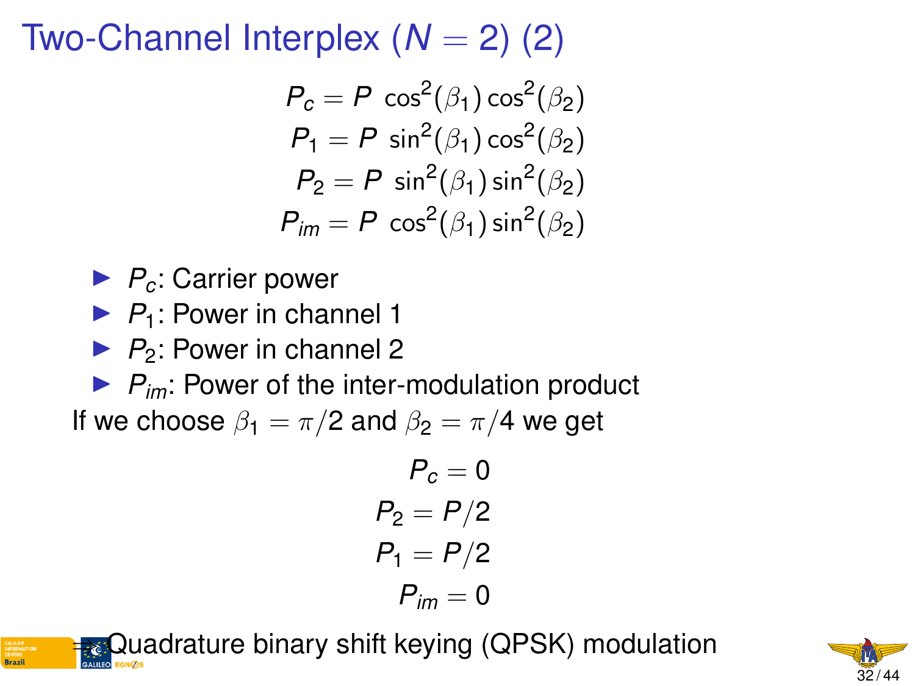# Two-Channel Interplex ($N = 2$) (2)

$$P_c = P \; \cos^2(\beta_1)\cos^2(\beta_2)$$
$$P_1 = P \; \sin^2(\beta_1)\cos^2(\beta_2)$$
$$P_2 = P \; \sin^2(\beta_1)\sin^2(\beta_2)$$
$$P_{im} = P \; \cos^2(\beta_1)\sin^2(\beta_2)$$

- $P_c$: Carrier power
- $P_1$: Power in channel 1
- $P_2$: Power in channel 2
- $P_{im}$: Power of the inter-modulation product

If we choose $\beta_1 = \pi/2$ and $\beta_2 = \pi/4$ we get

$$P_c = 0$$
$$P_2 = P/2$$
$$P_1 = P/2$$
$$P_{im} = 0$$

$\Rightarrow$ Quadrature binary shift keying (QPSK) modulation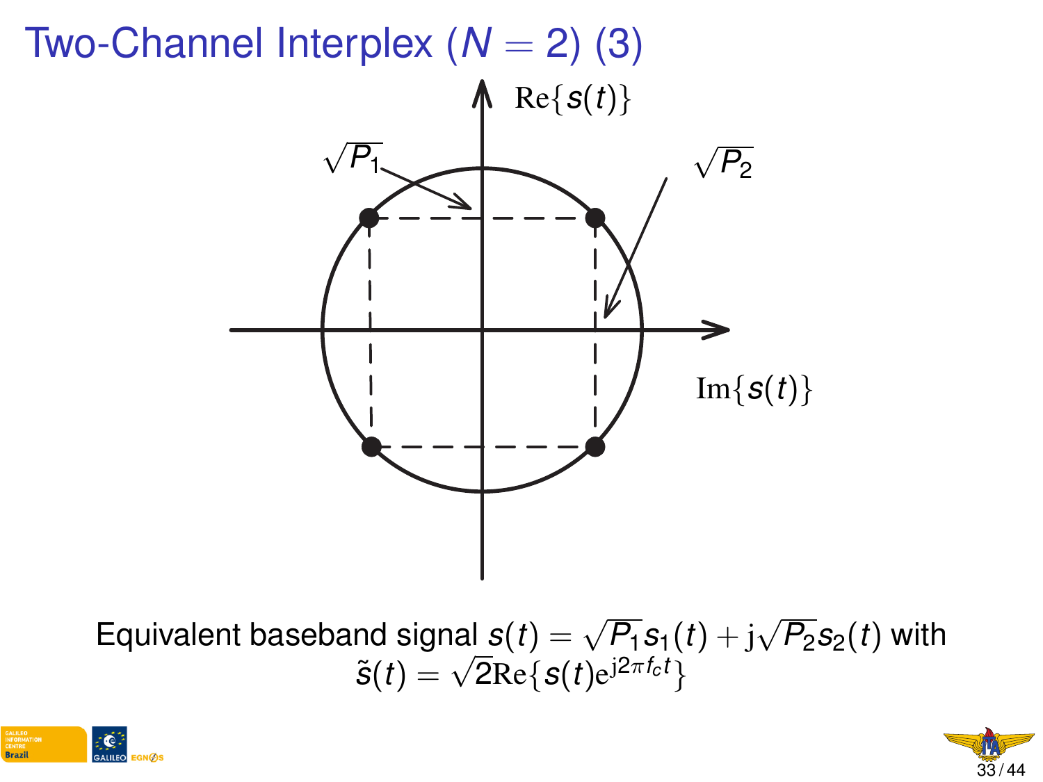# Two-Channel Interplex ($N = 2$) (3)

$\mathrm{Re}\{s(t)\}$

$\sqrt{P_1}$

$\sqrt{P_2}$

$\mathrm{Im}\{s(t)\}$

Equivalent baseband signal $s(t) = \sqrt{P_1}s_1(t) + \mathrm{j}\sqrt{P_2}s_2(t)$ with $\tilde{s}(t) = \sqrt{2}\mathrm{Re}\{s(t)\mathrm{e}^{\mathrm{j}2\pi f_c t}\}$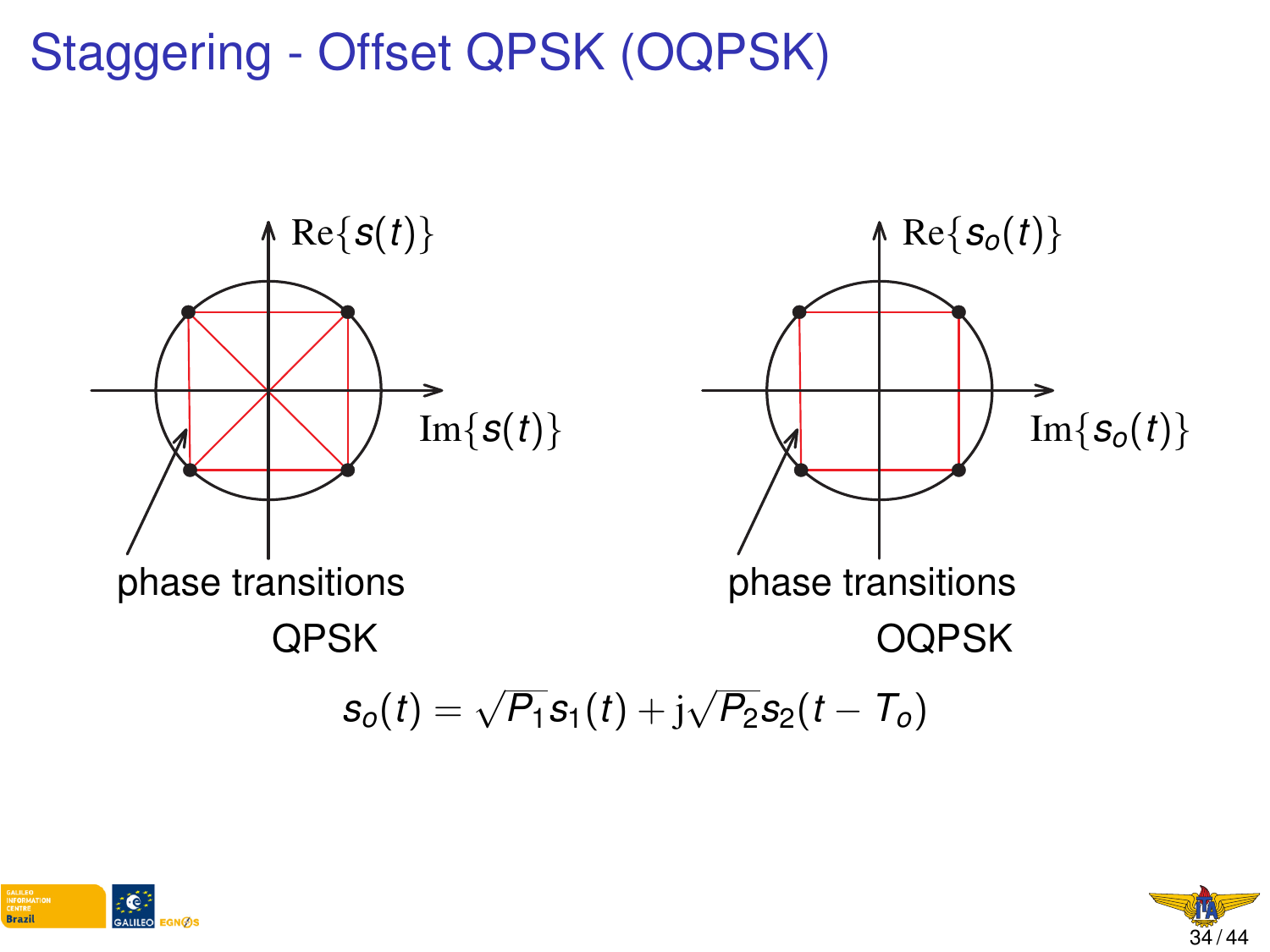# Staggering - Offset QPSK (OQPSK)

$\mathrm{Re}\{s(t)\}$

$\mathrm{Im}\{s(t)\}$

phase transitions

QPSK

$\mathrm{Re}\{s_o(t)\}$

$\mathrm{Im}\{s_o(t)\}$

phase transitions

OQPSK

$$s_o(t) = \sqrt{P_1}s_1(t) + \mathrm{j}\sqrt{P_2}s_2(t - T_o)$$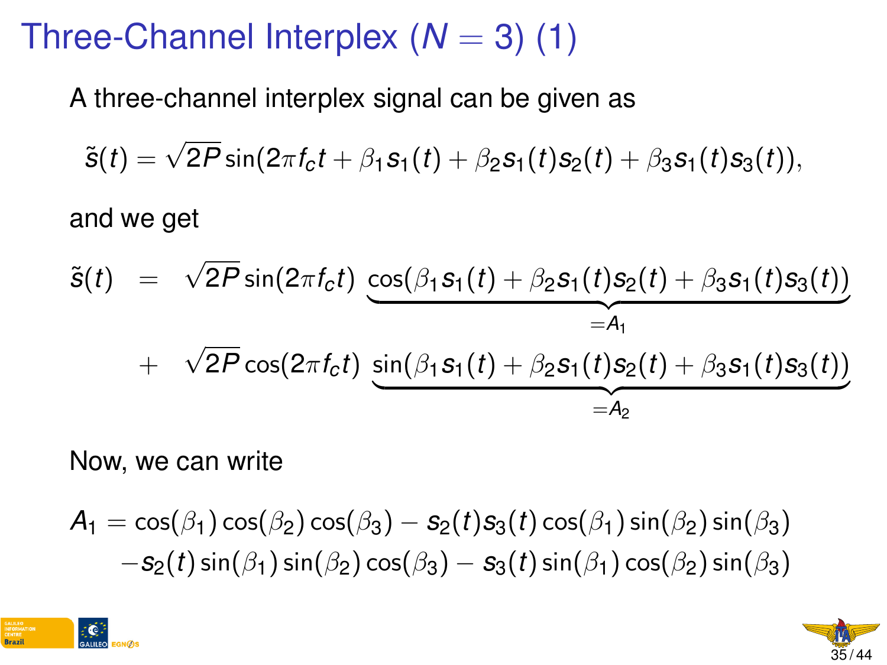# Three-Channel Interplex ($N = 3$) (1)

A three-channel interplex signal can be given as

$$\tilde{s}(t) = \sqrt{2P}\sin(2\pi f_c t + \beta_1 s_1(t) + \beta_2 s_1(t)s_2(t) + \beta_3 s_1(t)s_3(t)),$$

and we get

$$\begin{aligned}
\tilde{s}(t) &= \sqrt{2P}\sin(2\pi f_c t)\underbrace{\cos(\beta_1 s_1(t) + \beta_2 s_1(t)s_2(t) + \beta_3 s_1(t)s_3(t))}_{=A_1} \\
&+ \sqrt{2P}\cos(2\pi f_c t)\underbrace{\sin(\beta_1 s_1(t) + \beta_2 s_1(t)s_2(t) + \beta_3 s_1(t)s_3(t))}_{=A_2}
\end{aligned}$$

Now, we can write

$$\begin{aligned}
A_1 = {} & \cos(\beta_1)\cos(\beta_2)\cos(\beta_3) - s_2(t)s_3(t)\cos(\beta_1)\sin(\beta_2)\sin(\beta_3) \\
& - s_2(t)\sin(\beta_1)\sin(\beta_2)\cos(\beta_3) - s_3(t)\sin(\beta_1)\cos(\beta_2)\sin(\beta_3)
\end{aligned}$$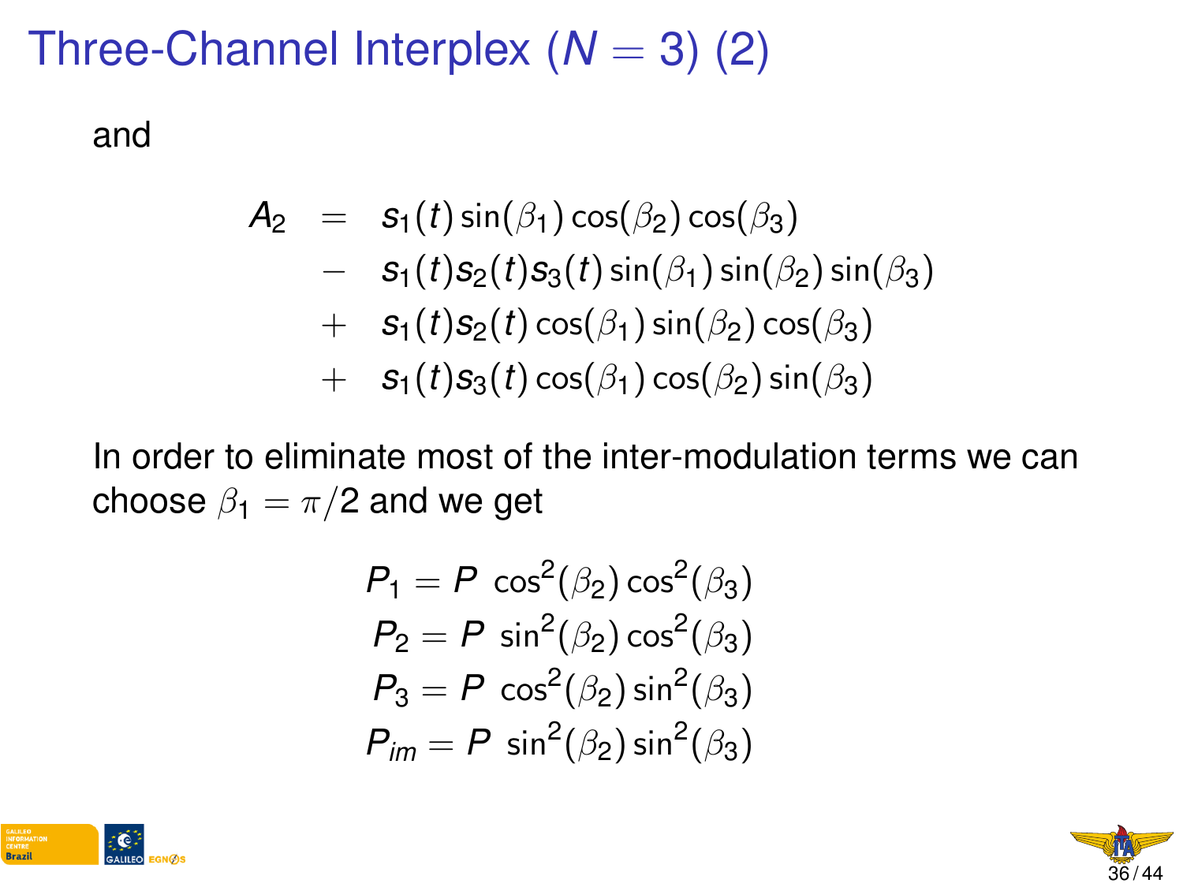# Three-Channel Interplex ($N = 3$) (2)

and

$$
\begin{aligned}
A_2 &= s_1(t)\sin(\beta_1)\cos(\beta_2)\cos(\beta_3) \\
&- s_1(t)s_2(t)s_3(t)\sin(\beta_1)\sin(\beta_2)\sin(\beta_3) \\
&+ s_1(t)s_2(t)\cos(\beta_1)\sin(\beta_2)\cos(\beta_3) \\
&+ s_1(t)s_3(t)\cos(\beta_1)\cos(\beta_2)\sin(\beta_3)
\end{aligned}
$$

In order to eliminate most of the inter-modulation terms we can choose $\beta_1 = \pi/2$ and we get

$$
\begin{aligned}
P_1 &= P\ \cos^2(\beta_2)\cos^2(\beta_3) \\
P_2 &= P\ \sin^2(\beta_2)\cos^2(\beta_3) \\
P_3 &= P\ \cos^2(\beta_2)\sin^2(\beta_3) \\
P_{im} &= P\ \sin^2(\beta_2)\sin^2(\beta_3)
\end{aligned}
$$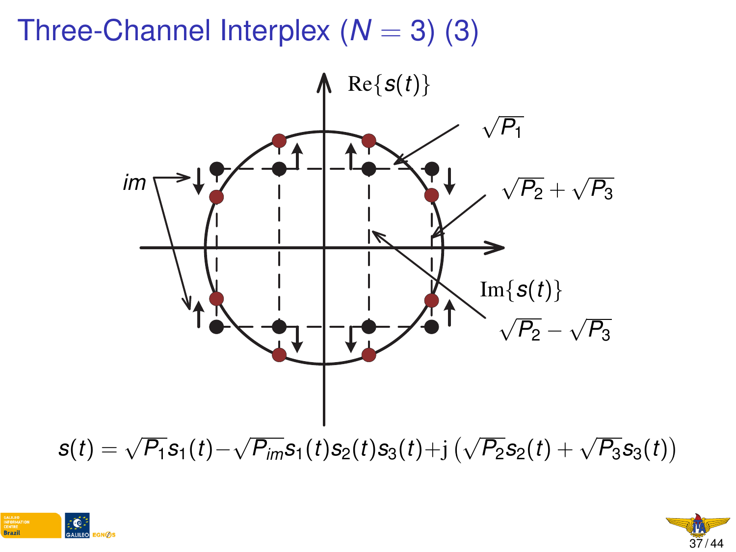# Three-Channel Interplex ($N = 3$) (3)

$\mathrm{Re}\{s(t)\}$

$\sqrt{P_1}$

$\sqrt{P_2} + \sqrt{P_3}$

*im*

$\mathrm{Im}\{s(t)\}$

$\sqrt{P_2} - \sqrt{P_3}$

$$s(t) = \sqrt{P_1}s_1(t) - \sqrt{P_{im}}s_1(t)s_2(t)s_3(t) + \mathrm{j}\left(\sqrt{P_2}s_2(t) + \sqrt{P_3}s_3(t)\right)$$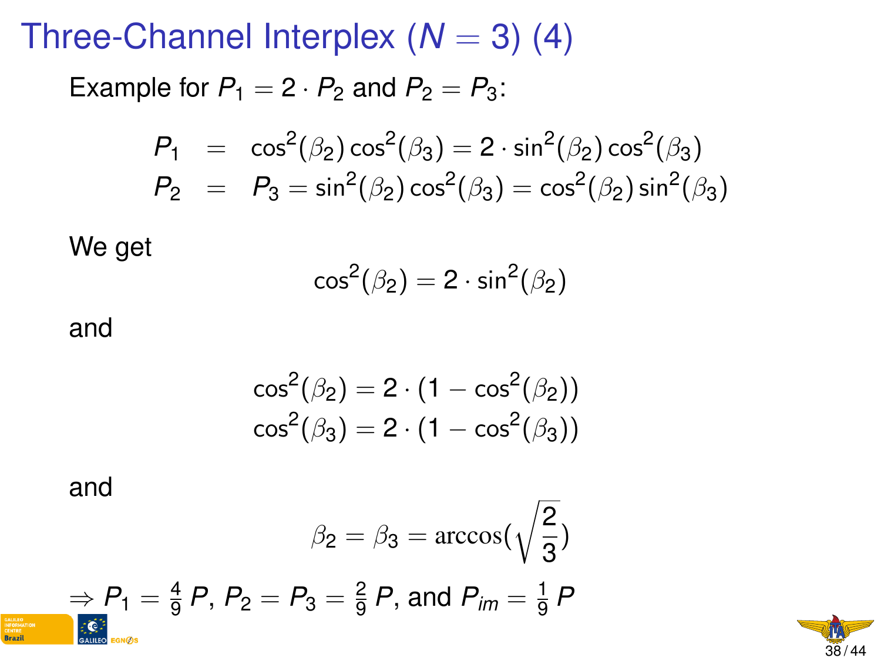# Three-Channel Interplex ($N = 3$) (4)

Example for $P_1 = 2 \cdot P_2$ and $P_2 = P_3$:

$$
\begin{aligned}
P_1 &= \cos^2(\beta_2)\cos^2(\beta_3) = 2 \cdot \sin^2(\beta_2)\cos^2(\beta_3) \\
P_2 &= P_3 = \sin^2(\beta_2)\cos^2(\beta_3) = \cos^2(\beta_2)\sin^2(\beta_3)
\end{aligned}
$$

We get

$$
\cos^2(\beta_2) = 2 \cdot \sin^2(\beta_2)
$$

and

$$
\begin{aligned}
\cos^2(\beta_2) = 2 \cdot (1 - \cos^2(\beta_2)) \\
\cos^2(\beta_3) = 2 \cdot (1 - \cos^2(\beta_3))
\end{aligned}
$$

and

$$
\beta_2 = \beta_3 = \arccos(\sqrt{\frac{2}{3}})
$$

$\Rightarrow P_1 = \frac{4}{9}\,P$, $P_2 = P_3 = \frac{2}{9}\,P$, and $P_{im} = \frac{1}{9}\,P$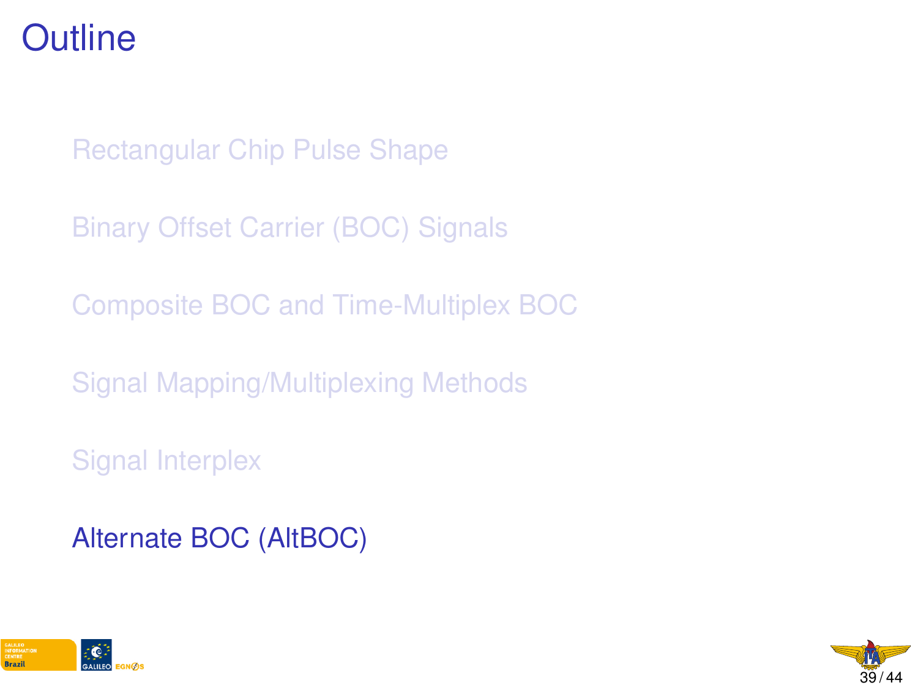# Outline

- Rectangular Chip Pulse Shape
- Binary Offset Carrier (BOC) Signals
- Composite BOC and Time-Multiplex BOC
- Signal Mapping/Multiplexing Methods
- Signal Interplex
- Alternate BOC (AltBOC)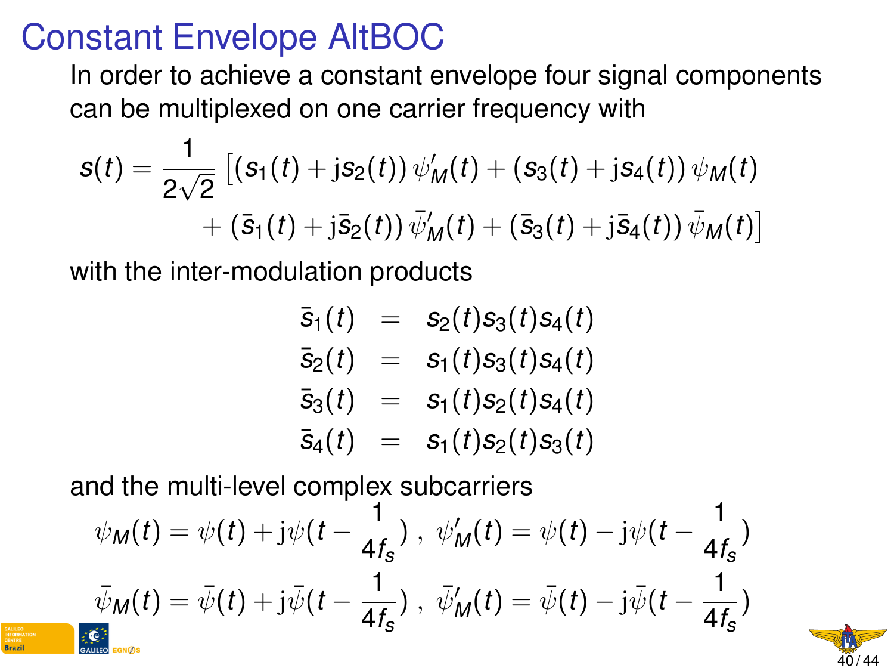# Constant Envelope AltBOC

In order to achieve a constant envelope four signal components can be multiplexed on one carrier frequency with

$$s(t) = \frac{1}{2\sqrt{2}} \left[ (s_1(t) + \mathrm{j}s_2(t))\, \psi'_M(t) + (s_3(t) + \mathrm{j}s_4(t))\, \psi_M(t) \right.$$
$$\left. + \, (\bar{s}_1(t) + \mathrm{j}\bar{s}_2(t))\, \bar{\psi}'_M(t) + (\bar{s}_3(t) + \mathrm{j}\bar{s}_4(t))\, \bar{\psi}_M(t) \right]$$

with the inter-modulation products

$$\begin{aligned}
\bar{s}_1(t) &= s_2(t)s_3(t)s_4(t) \\
\bar{s}_2(t) &= s_1(t)s_3(t)s_4(t) \\
\bar{s}_3(t) &= s_1(t)s_2(t)s_4(t) \\
\bar{s}_4(t) &= s_1(t)s_2(t)s_3(t)
\end{aligned}$$

and the multi-level complex subcarriers

$$\psi_M(t) = \psi(t) + \mathrm{j}\psi(t - \frac{1}{4f_s})\,,\ \psi'_M(t) = \psi(t) - \mathrm{j}\psi(t - \frac{1}{4f_s})$$

$$\bar{\psi}_M(t) = \bar{\psi}(t) + \mathrm{j}\bar{\psi}(t - \frac{1}{4f_s})\,,\ \bar{\psi}'_M(t) = \bar{\psi}(t) - \mathrm{j}\bar{\psi}(t - \frac{1}{4f_s})$$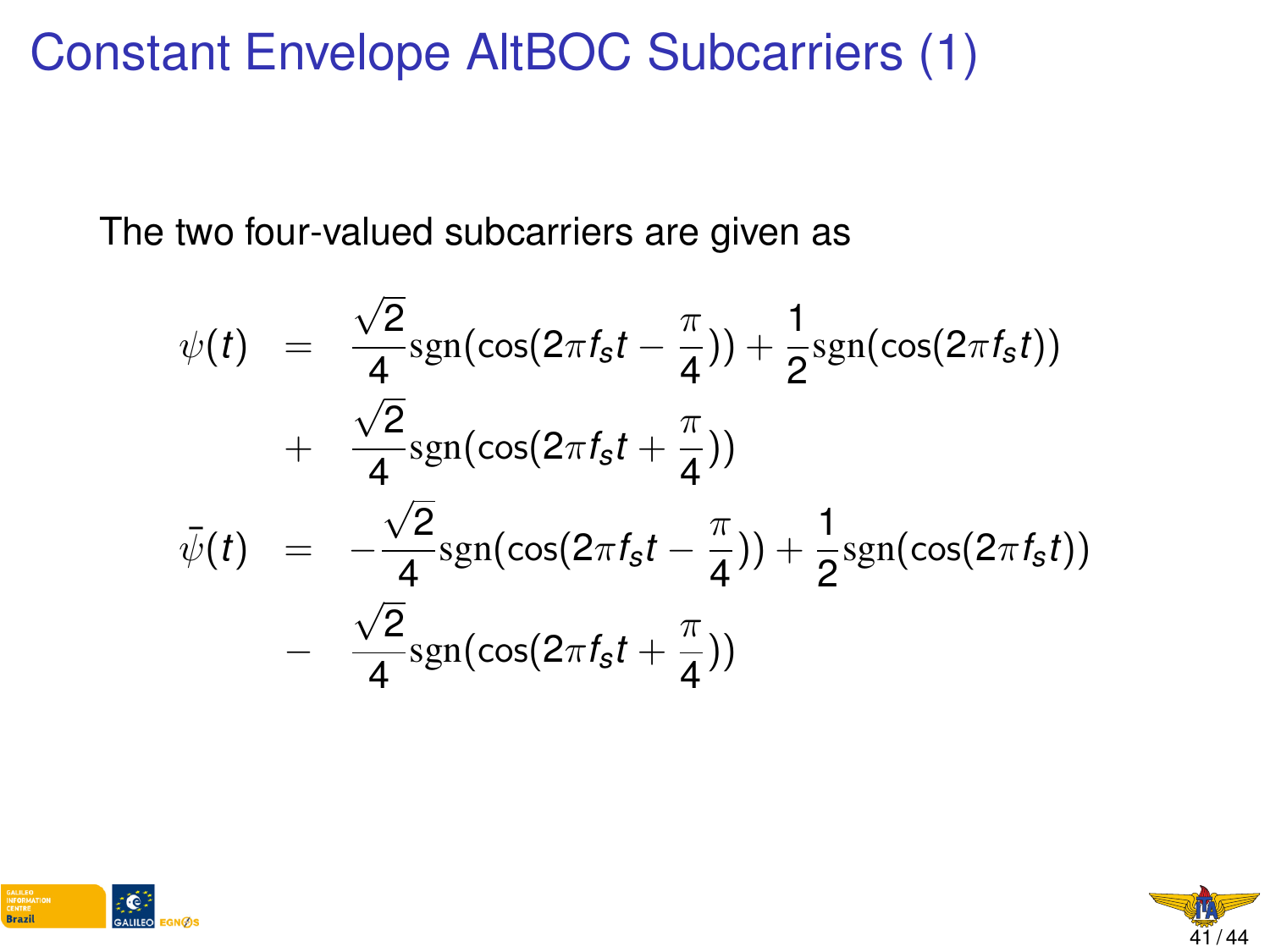# Constant Envelope AltBOC Subcarriers (1)

The two four-valued subcarriers are given as

$$
\begin{aligned}
\psi(t) &= \frac{\sqrt{2}}{4}\operatorname{sgn}(\cos(2\pi f_s t - \frac{\pi}{4})) + \frac{1}{2}\operatorname{sgn}(\cos(2\pi f_s t)) \\
&+ \frac{\sqrt{2}}{4}\operatorname{sgn}(\cos(2\pi f_s t + \frac{\pi}{4})) \\
\bar{\psi}(t) &= -\frac{\sqrt{2}}{4}\operatorname{sgn}(\cos(2\pi f_s t - \frac{\pi}{4})) + \frac{1}{2}\operatorname{sgn}(\cos(2\pi f_s t)) \\
&- \frac{\sqrt{2}}{4}\operatorname{sgn}(\cos(2\pi f_s t + \frac{\pi}{4}))
\end{aligned}
$$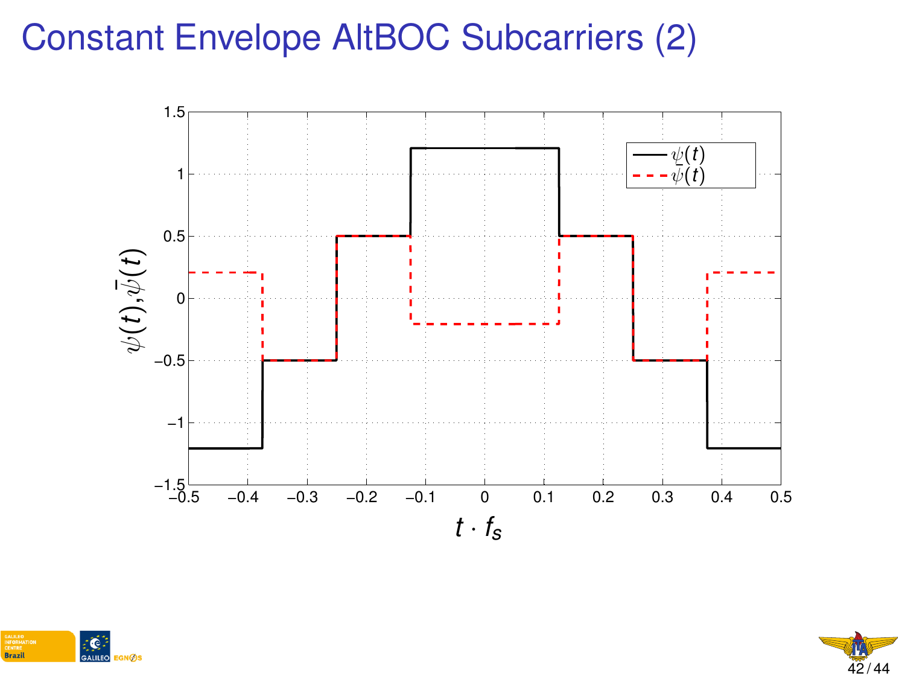# Constant Envelope AltBOC Subcarriers (2)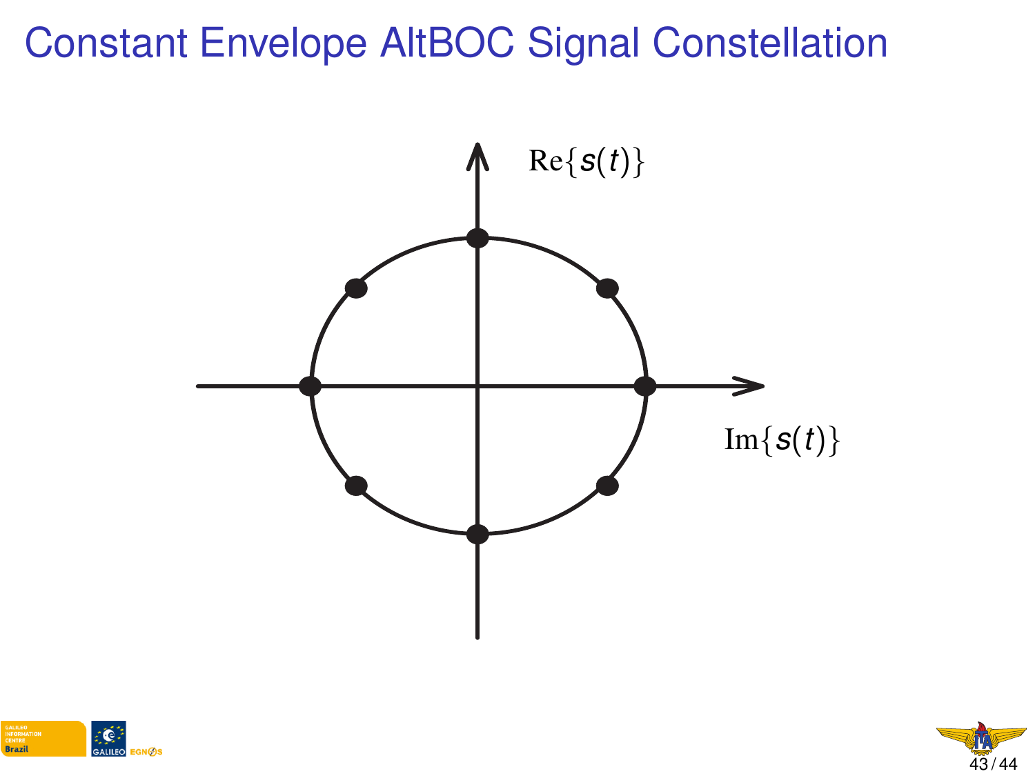# Constant Envelope AltBOC Signal Constellation

$\mathrm{Re}\{s(t)\}$

$\mathrm{Im}\{s(t)\}$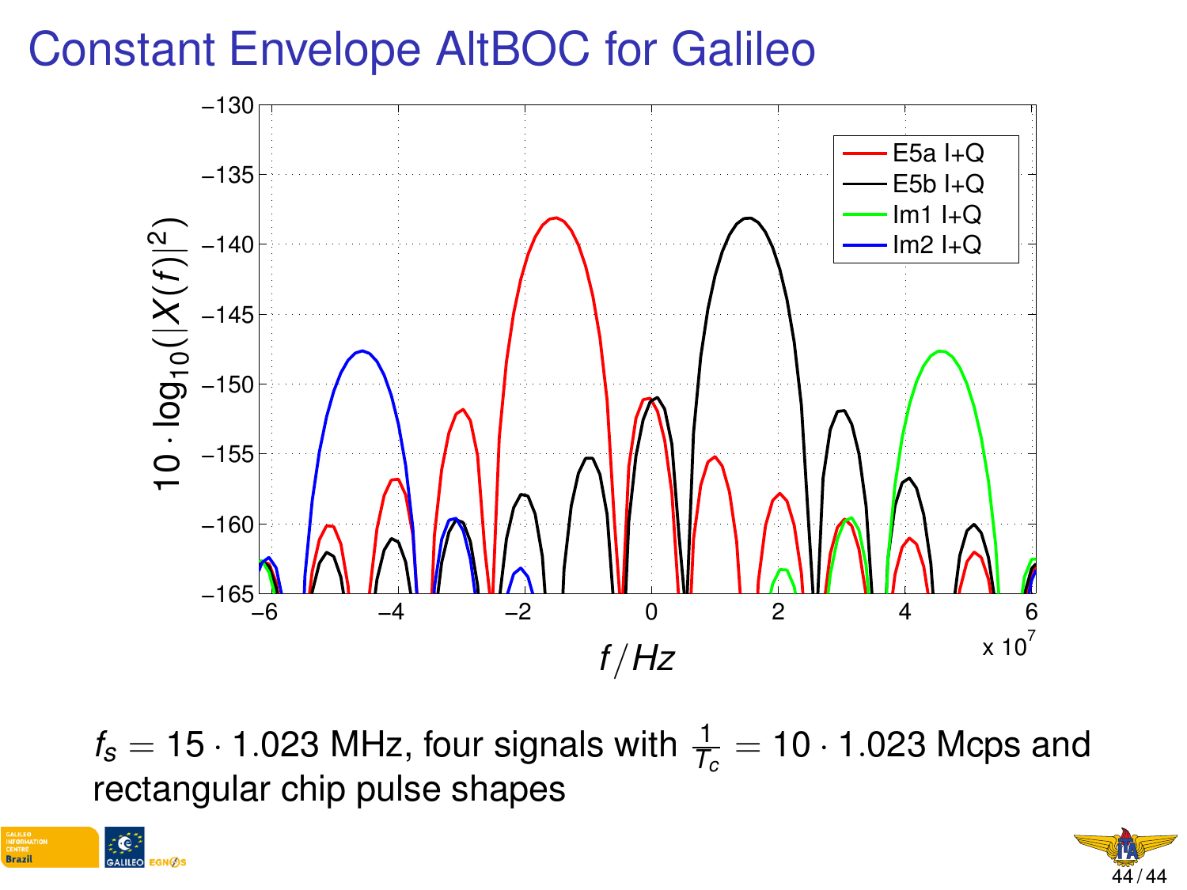# Constant Envelope AltBOC for Galileo

E5a I+Q

E5b I+Q

Im1 I+Q

Im2 I+Q

$10 \cdot \log_{10}(|X(f)|^2)$

−130

−135

−140

−145

−150

−155

−160

−165

−6 −4 −2 0 2 4 6

x $10^7$

$f/Hz$

$f_s = 15 \cdot 1.023$ MHz, four signals with $\frac{1}{T_c} = 10 \cdot 1.023$ Mcps and rectangular chip pulse shapes